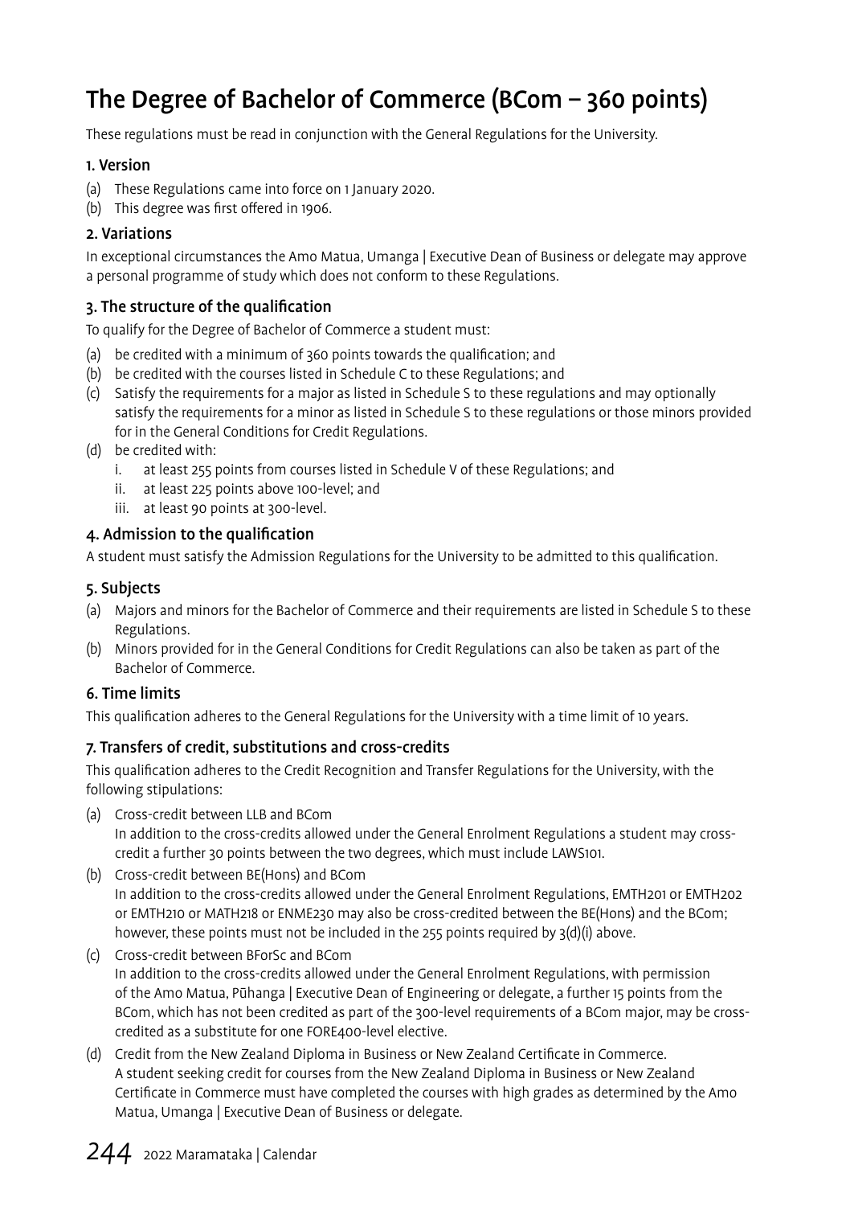# The Degree of Bachelor of Commerce (BCom – 360 points)

These regulations must be read in conjunction with the General Regulations for the University.

### 1. Version

(a) These Regulations came into force on 1 January 2020.
(b) This degree was first offered in 1906.

### 2. Variations

In exceptional circumstances the Amo Matua, Umanga | Executive Dean of Business or delegate may approve a personal programme of study which does not conform to these Regulations.

### 3. The structure of the qualification

To qualify for the Degree of Bachelor of Commerce a student must:

(a) be credited with a minimum of 360 points towards the qualification; and
(b) be credited with the courses listed in Schedule C to these Regulations; and
(c) Satisfy the requirements for a major as listed in Schedule S to these regulations and may optionally satisfy the requirements for a minor as listed in Schedule S to these regulations or those minors provided for in the General Conditions for Credit Regulations.
(d) be credited with:
    i. at least 255 points from courses listed in Schedule V of these Regulations; and
    ii. at least 225 points above 100-level; and
    iii. at least 90 points at 300-level.

### 4. Admission to the qualification

A student must satisfy the Admission Regulations for the University to be admitted to this qualification.

### 5. Subjects

(a) Majors and minors for the Bachelor of Commerce and their requirements are listed in Schedule S to these Regulations.
(b) Minors provided for in the General Conditions for Credit Regulations can also be taken as part of the Bachelor of Commerce.

### 6. Time limits

This qualification adheres to the General Regulations for the University with a time limit of 10 years.

### 7. Transfers of credit, substitutions and cross-credits

This qualification adheres to the Credit Recognition and Transfer Regulations for the University, with the following stipulations:

(a) Cross-credit between LLB and BCom
    In addition to the cross-credits allowed under the General Enrolment Regulations a student may cross-credit a further 30 points between the two degrees, which must include LAWS101.
(b) Cross-credit between BE(Hons) and BCom
    In addition to the cross-credits allowed under the General Enrolment Regulations, EMTH201 or EMTH202 or EMTH210 or MATH218 or ENME230 may also be cross-credited between the BE(Hons) and the BCom; however, these points must not be included in the 255 points required by 3(d)(i) above.
(c) Cross-credit between BForSc and BCom
    In addition to the cross-credits allowed under the General Enrolment Regulations, with permission of the Amo Matua, Pūhanga | Executive Dean of Engineering or delegate, a further 15 points from the BCom, which has not been credited as part of the 300-level requirements of a BCom major, may be cross-credited as a substitute for one FORE400-level elective.
(d) Credit from the New Zealand Diploma in Business or New Zealand Certificate in Commerce.
    A student seeking credit for courses from the New Zealand Diploma in Business or New Zealand Certificate in Commerce must have completed the courses with high grades as determined by the Amo Matua, Umanga | Executive Dean of Business or delegate.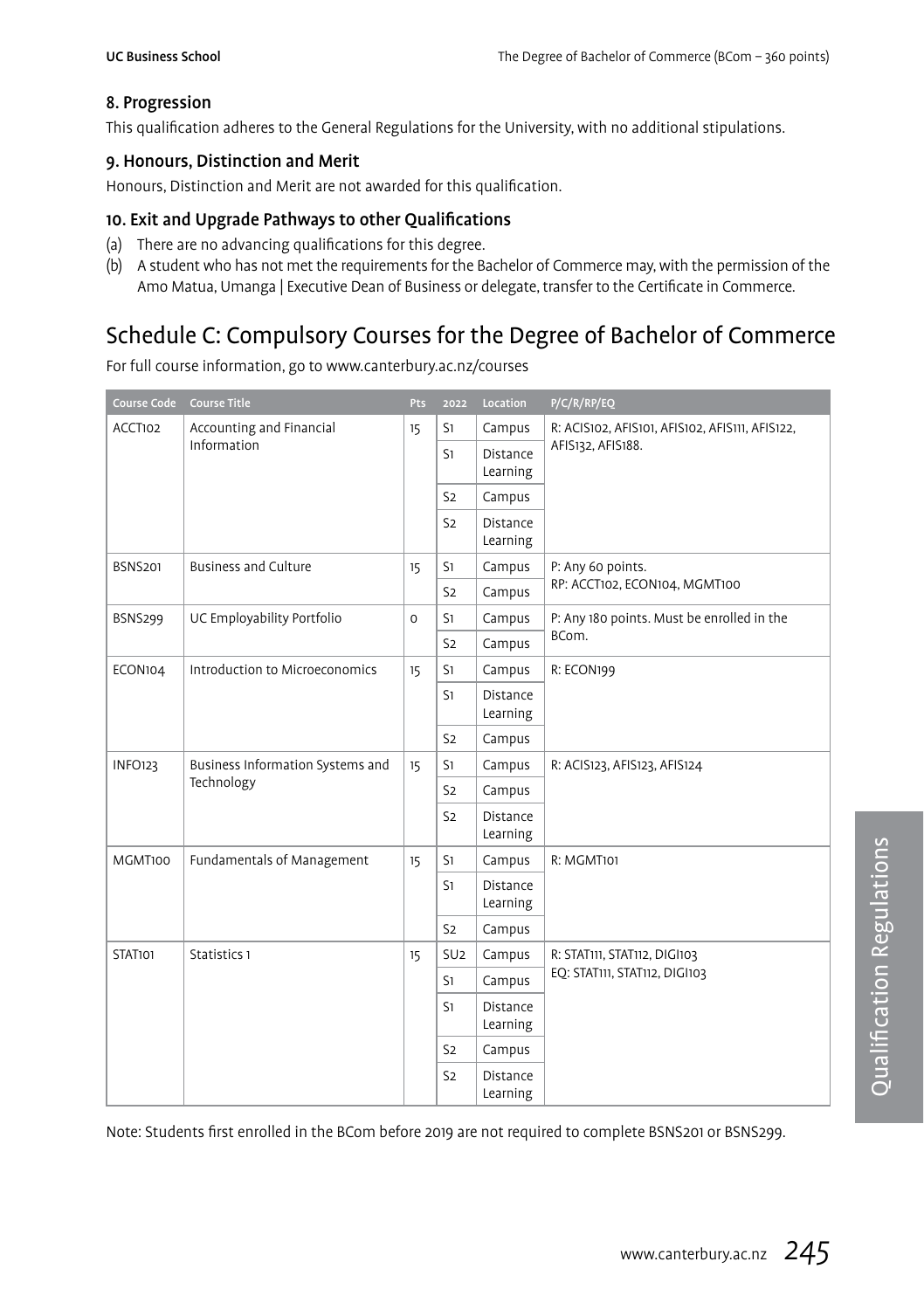### 8. Progression

This qualification adheres to the General Regulations for the University, with no additional stipulations.

### 9. Honours, Distinction and Merit

Honours, Distinction and Merit are not awarded for this qualification.

### 10. Exit and Upgrade Pathways to other Qualifications

(a) There are no advancing qualifications for this degree.

(b) A student who has not met the requirements for the Bachelor of Commerce may, with the permission of the Amo Matua, Umanga | Executive Dean of Business or delegate, transfer to the Certificate in Commerce.

## Schedule C: Compulsory Courses for the Degree of Bachelor of Commerce

For full course information, go to www.canterbury.ac.nz/courses

| Course Code | Course Title | Pts | 2022 | Location | P/C/R/RP/EQ |
|---|---|---|---|---|---|
| ACCT102 | Accounting and Financial Information | 15 | S1 | Campus | R: ACIS102, AFIS101, AFIS102, AFIS111, AFIS122, AFIS132, AFIS188. |
| | | | S1 | Distance Learning | |
| | | | S2 | Campus | |
| | | | S2 | Distance Learning | |
| BSNS201 | Business and Culture | 15 | S1 | Campus | P: Any 60 points. RP: ACCT102, ECON104, MGMT100 |
| | | | S2 | Campus | |
| BSNS299 | UC Employability Portfolio | 0 | S1 | Campus | P: Any 180 points. Must be enrolled in the BCom. |
| | | | S2 | Campus | |
| ECON104 | Introduction to Microeconomics | 15 | S1 | Campus | R: ECON199 |
| | | | S1 | Distance Learning | |
| | | | S2 | Campus | |
| INFO123 | Business Information Systems and Technology | 15 | S1 | Campus | R: ACIS123, AFIS123, AFIS124 |
| | | | S2 | Campus | |
| | | | S2 | Distance Learning | |
| MGMT100 | Fundamentals of Management | 15 | S1 | Campus | R: MGMT101 |
| | | | S1 | Distance Learning | |
| | | | S2 | Campus | |
| STAT101 | Statistics 1 | 15 | SU2 | Campus | R: STAT111, STAT112, DIGI103 EQ: STAT111, STAT112, DIGI103 |
| | | | S1 | Campus | |
| | | | S1 | Distance Learning | |
| | | | S2 | Campus | |
| | | | S2 | Distance Learning | |

Note: Students first enrolled in the BCom before 2019 are not required to complete BSNS201 or BSNS299.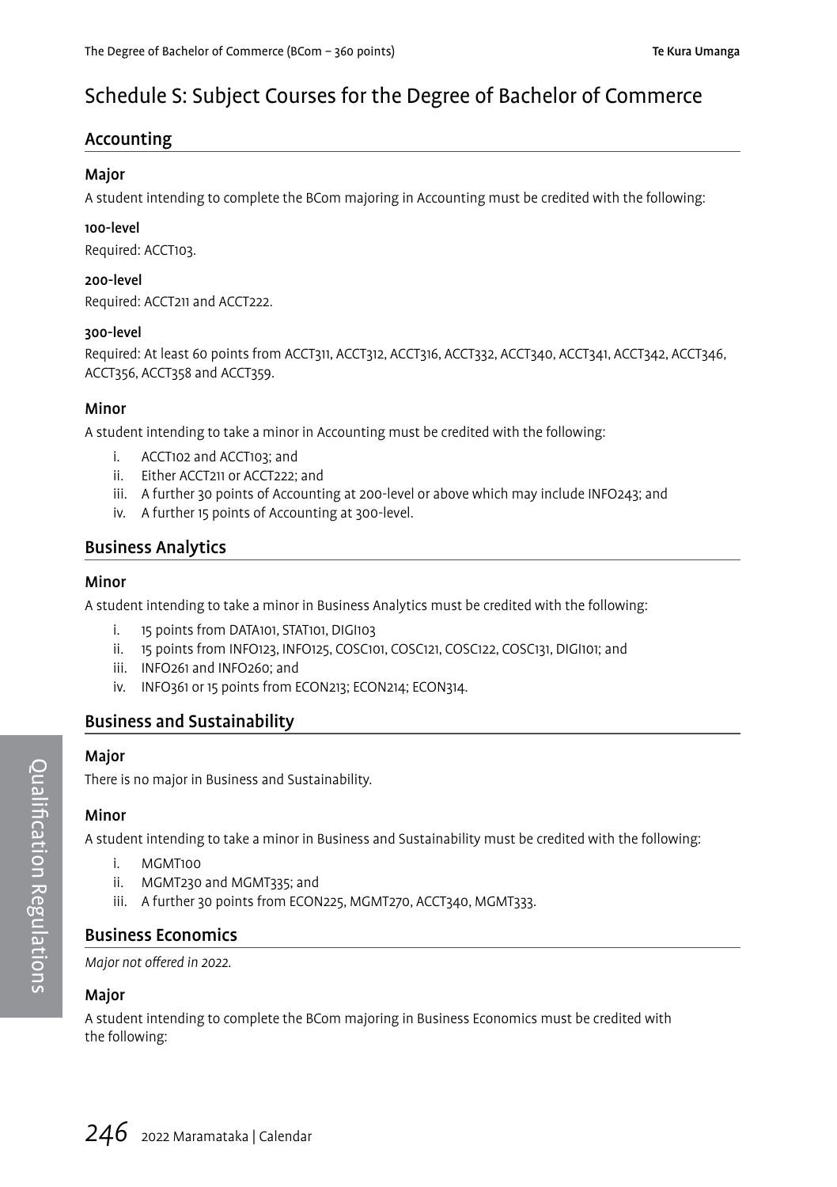# Schedule S: Subject Courses for the Degree of Bachelor of Commerce

## Accounting

### Major

A student intending to complete the BCom majoring in Accounting must be credited with the following:

**100-level**

Required: ACCT103.

**200-level**

Required: ACCT211 and ACCT222.

**300-level**

Required: At least 60 points from ACCT311, ACCT312, ACCT316, ACCT332, ACCT340, ACCT341, ACCT342, ACCT346, ACCT356, ACCT358 and ACCT359.

### Minor

A student intending to take a minor in Accounting must be credited with the following:

i. ACCT102 and ACCT103; and
ii. Either ACCT211 or ACCT222; and
iii. A further 30 points of Accounting at 200-level or above which may include INFO243; and
iv. A further 15 points of Accounting at 300-level.

## Business Analytics

### Minor

A student intending to take a minor in Business Analytics must be credited with the following:

i. 15 points from DATA101, STAT101, DIGI103
ii. 15 points from INFO123, INFO125, COSC101, COSC121, COSC122, COSC131, DIGI101; and
iii. INFO261 and INFO260; and
iv. INFO361 or 15 points from ECON213; ECON214; ECON314.

## Business and Sustainability

### Major

There is no major in Business and Sustainability.

### Minor

A student intending to take a minor in Business and Sustainability must be credited with the following:

i. MGMT100
ii. MGMT230 and MGMT335; and
iii. A further 30 points from ECON225, MGMT270, ACCT340, MGMT333.

## Business Economics

*Major not offered in 2022.*

### Major

A student intending to complete the BCom majoring in Business Economics must be credited with the following: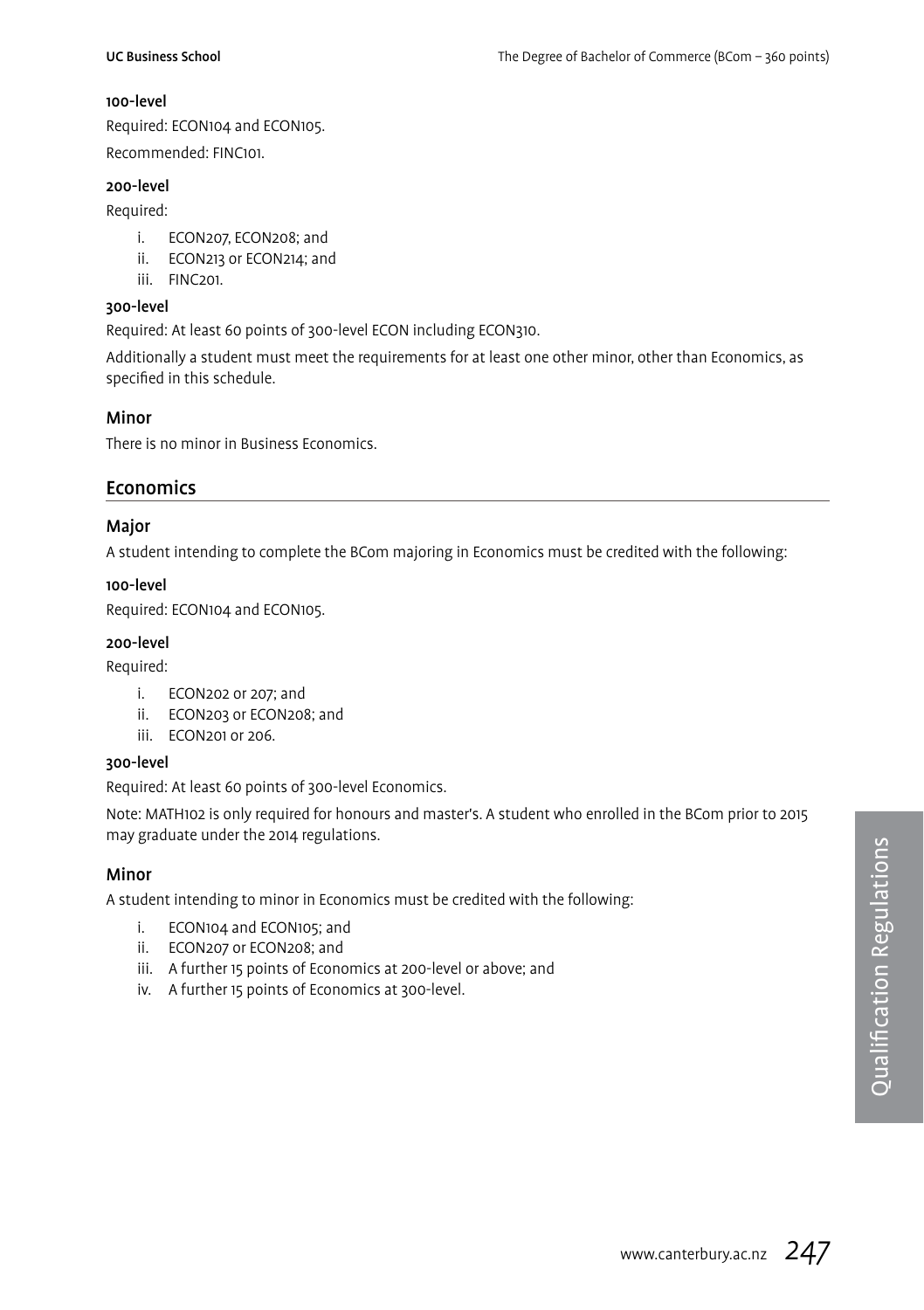#### 100-level

Required: ECON104 and ECON105.

Recommended: FINC101.

#### 200-level

Required:

i. ECON207, ECON208; and
ii. ECON213 or ECON214; and
iii. FINC201.

#### 300-level

Required: At least 60 points of 300-level ECON including ECON310.

Additionally a student must meet the requirements for at least one other minor, other than Economics, as specified in this schedule.

### Minor

There is no minor in Business Economics.

## Economics

### Major

A student intending to complete the BCom majoring in Economics must be credited with the following:

#### 100-level

Required: ECON104 and ECON105.

#### 200-level

Required:

i. ECON202 or 207; and
ii. ECON203 or ECON208; and
iii. ECON201 or 206.

#### 300-level

Required: At least 60 points of 300-level Economics.

Note: MATH102 is only required for honours and master's. A student who enrolled in the BCom prior to 2015 may graduate under the 2014 regulations.

### Minor

A student intending to minor in Economics must be credited with the following:

i. ECON104 and ECON105; and
ii. ECON207 or ECON208; and
iii. A further 15 points of Economics at 200-level or above; and
iv. A further 15 points of Economics at 300-level.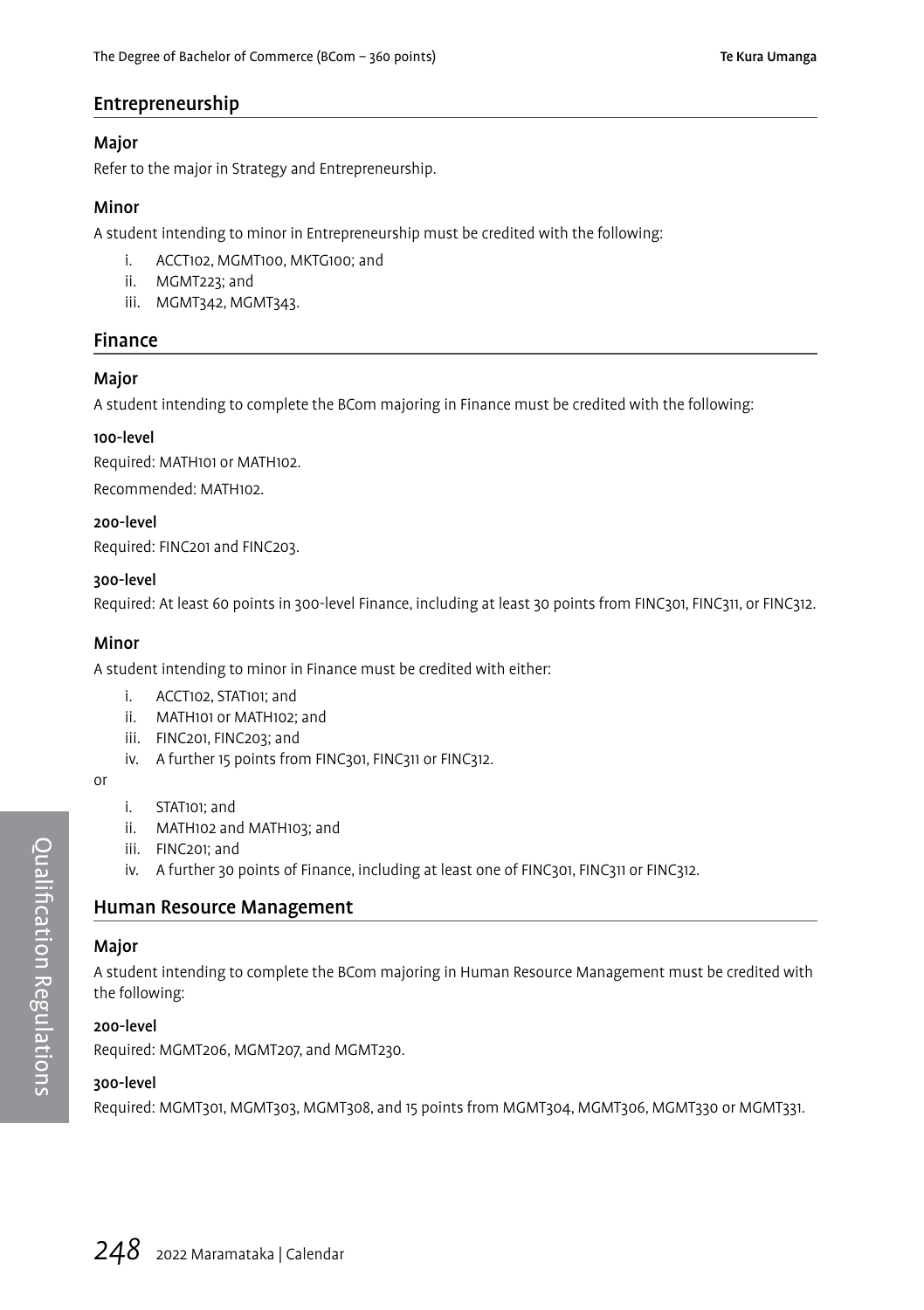## Entrepreneurship

### Major

Refer to the major in Strategy and Entrepreneurship.

### Minor

A student intending to minor in Entrepreneurship must be credited with the following:

i. ACCT102, MGMT100, MKTG100; and
ii. MGMT223; and
iii. MGMT342, MGMT343.

## Finance

### Major

A student intending to complete the BCom majoring in Finance must be credited with the following:

#### 100-level

Required: MATH101 or MATH102.

Recommended: MATH102.

#### 200-level

Required: FINC201 and FINC203.

#### 300-level

Required: At least 60 points in 300-level Finance, including at least 30 points from FINC301, FINC311, or FINC312.

### Minor

A student intending to minor in Finance must be credited with either:

i. ACCT102, STAT101; and
ii. MATH101 or MATH102; and
iii. FINC201, FINC203; and
iv. A further 15 points from FINC301, FINC311 or FINC312.

or

i. STAT101; and
ii. MATH102 and MATH103; and
iii. FINC201; and
iv. A further 30 points of Finance, including at least one of FINC301, FINC311 or FINC312.

## Human Resource Management

### Major

A student intending to complete the BCom majoring in Human Resource Management must be credited with the following:

#### 200-level

Required: MGMT206, MGMT207, and MGMT230.

#### 300-level

Required: MGMT301, MGMT303, MGMT308, and 15 points from MGMT304, MGMT306, MGMT330 or MGMT331.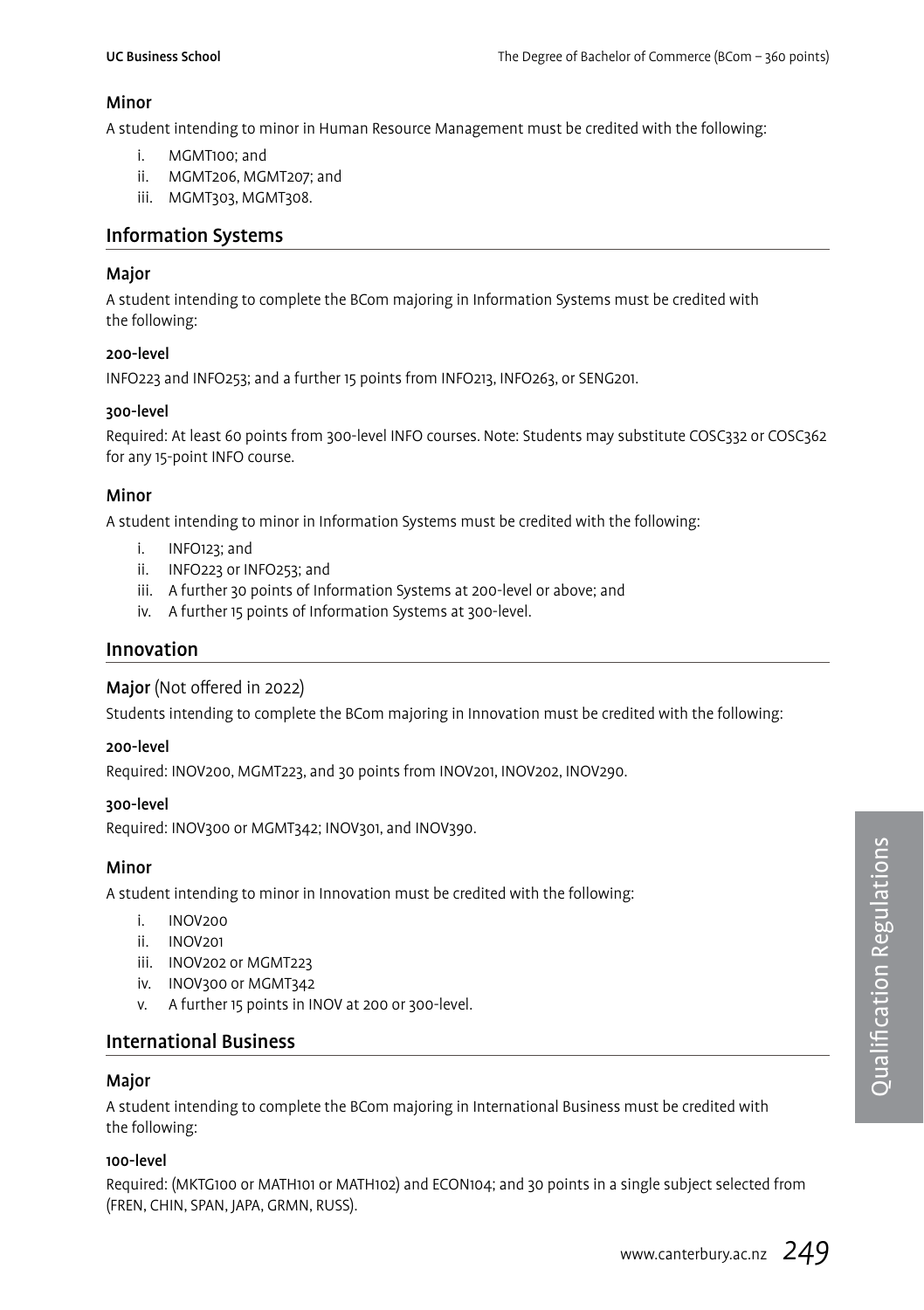### Minor

A student intending to minor in Human Resource Management must be credited with the following:

i. MGMT100; and
ii. MGMT206, MGMT207; and
iii. MGMT303, MGMT308.

## Information Systems

### Major

A student intending to complete the BCom majoring in Information Systems must be credited with the following:

#### 200-level

INFO223 and INFO253; and a further 15 points from INFO213, INFO263, or SENG201.

#### 300-level

Required: At least 60 points from 300-level INFO courses. Note: Students may substitute COSC332 or COSC362 for any 15-point INFO course.

### Minor

A student intending to minor in Information Systems must be credited with the following:

i. INFO123; and
ii. INFO223 or INFO253; and
iii. A further 30 points of Information Systems at 200-level or above; and
iv. A further 15 points of Information Systems at 300-level.

## Innovation

### Major (Not offered in 2022)

Students intending to complete the BCom majoring in Innovation must be credited with the following:

#### 200-level

Required: INOV200, MGMT223, and 30 points from INOV201, INOV202, INOV290.

#### 300-level

Required: INOV300 or MGMT342; INOV301, and INOV390.

### Minor

A student intending to minor in Innovation must be credited with the following:

i. INOV200
ii. INOV201
iii. INOV202 or MGMT223
iv. INOV300 or MGMT342
v. A further 15 points in INOV at 200 or 300-level.

## International Business

### Major

A student intending to complete the BCom majoring in International Business must be credited with the following:

#### 100-level

Required: (MKTG100 or MATH101 or MATH102) and ECON104; and 30 points in a single subject selected from (FREN, CHIN, SPAN, JAPA, GRMN, RUSS).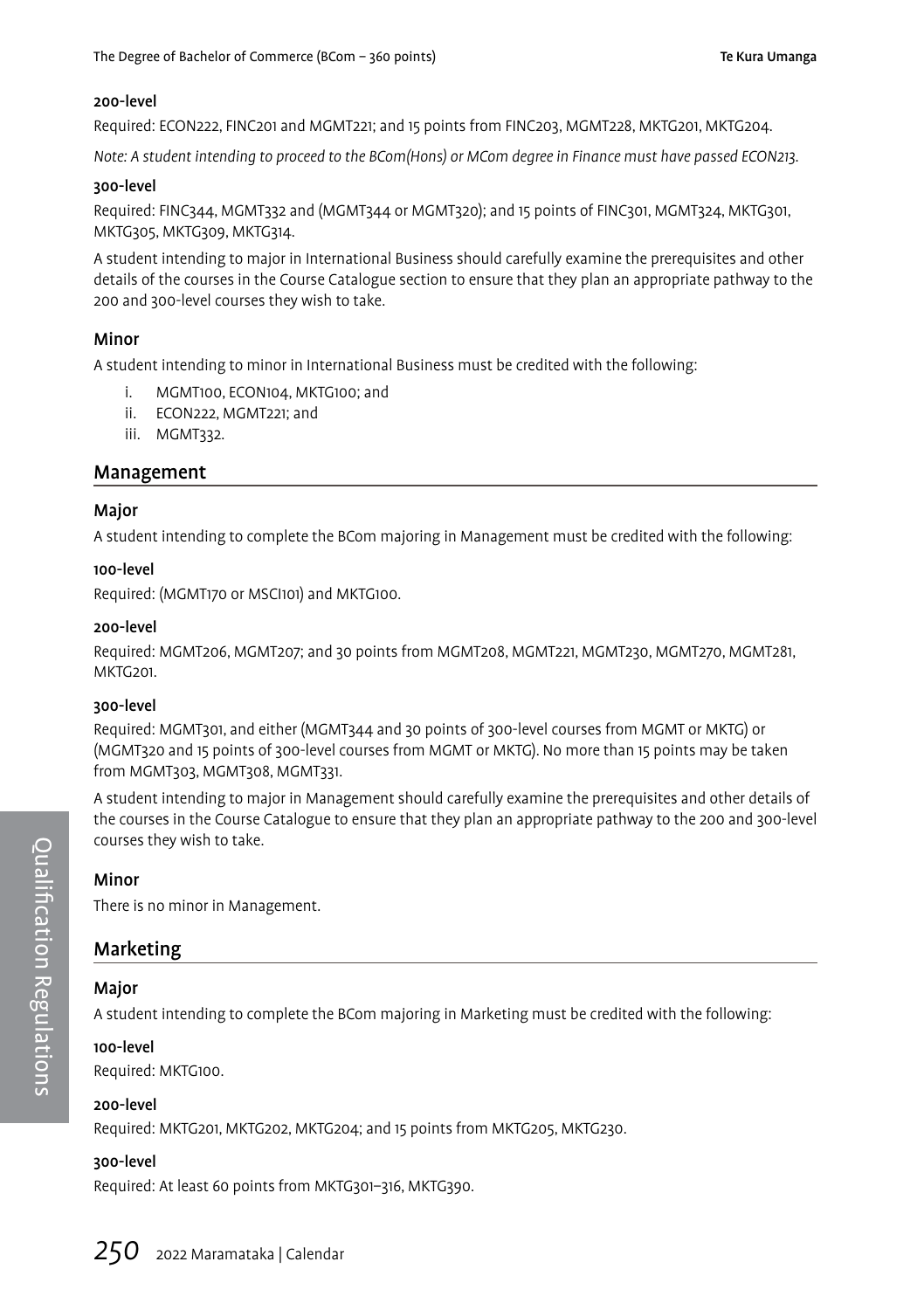#### 200-level

Required: ECON222, FINC201 and MGMT221; and 15 points from FINC203, MGMT228, MKTG201, MKTG204.

*Note: A student intending to proceed to the BCom(Hons) or MCom degree in Finance must have passed ECON213.*

#### 300-level

Required: FINC344, MGMT332 and (MGMT344 or MGMT320); and 15 points of FINC301, MGMT324, MKTG301, MKTG305, MKTG309, MKTG314.

A student intending to major in International Business should carefully examine the prerequisites and other details of the courses in the Course Catalogue section to ensure that they plan an appropriate pathway to the 200 and 300-level courses they wish to take.

### Minor

A student intending to minor in International Business must be credited with the following:

i. MGMT100, ECON104, MKTG100; and
ii. ECON222, MGMT221; and
iii. MGMT332.

## Management

### Major

A student intending to complete the BCom majoring in Management must be credited with the following:

#### 100-level

Required: (MGMT170 or MSCI101) and MKTG100.

#### 200-level

Required: MGMT206, MGMT207; and 30 points from MGMT208, MGMT221, MGMT230, MGMT270, MGMT281, MKTG201.

#### 300-level

Required: MGMT301, and either (MGMT344 and 30 points of 300-level courses from MGMT or MKTG) or (MGMT320 and 15 points of 300-level courses from MGMT or MKTG). No more than 15 points may be taken from MGMT303, MGMT308, MGMT331.

A student intending to major in Management should carefully examine the prerequisites and other details of the courses in the Course Catalogue to ensure that they plan an appropriate pathway to the 200 and 300-level courses they wish to take.

### Minor

There is no minor in Management.

## Marketing

### Major

A student intending to complete the BCom majoring in Marketing must be credited with the following:

#### 100-level

Required: MKTG100.

#### 200-level

Required: MKTG201, MKTG202, MKTG204; and 15 points from MKTG205, MKTG230.

#### 300-level

Required: At least 60 points from MKTG301–316, MKTG390.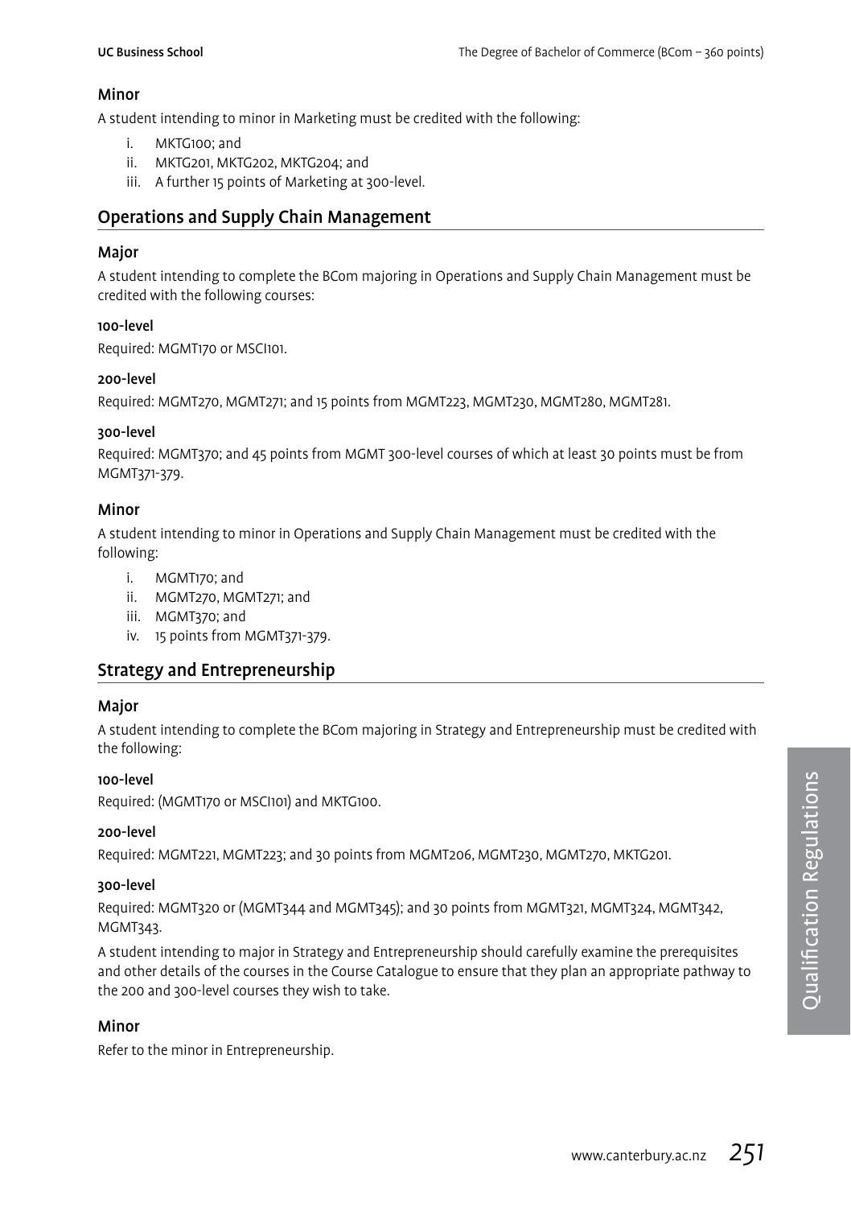### Minor

A student intending to minor in Marketing must be credited with the following:

i. MKTG100; and
ii. MKTG201, MKTG202, MKTG204; and
iii. A further 15 points of Marketing at 300-level.

## Operations and Supply Chain Management

### Major

A student intending to complete the BCom majoring in Operations and Supply Chain Management must be credited with the following courses:

#### 100-level

Required: MGMT170 or MSCI101.

#### 200-level

Required: MGMT270, MGMT271; and 15 points from MGMT223, MGMT230, MGMT280, MGMT281.

#### 300-level

Required: MGMT370; and 45 points from MGMT 300-level courses of which at least 30 points must be from MGMT371-379.

### Minor

A student intending to minor in Operations and Supply Chain Management must be credited with the following:

i. MGMT170; and
ii. MGMT270, MGMT271; and
iii. MGMT370; and
iv. 15 points from MGMT371-379.

## Strategy and Entrepreneurship

### Major

A student intending to complete the BCom majoring in Strategy and Entrepreneurship must be credited with the following:

#### 100-level

Required: (MGMT170 or MSCI101) and MKTG100.

#### 200-level

Required: MGMT221, MGMT223; and 30 points from MGMT206, MGMT230, MGMT270, MKTG201.

#### 300-level

Required: MGMT320 or (MGMT344 and MGMT345); and 30 points from MGMT321, MGMT324, MGMT342, MGMT343.

A student intending to major in Strategy and Entrepreneurship should carefully examine the prerequisites and other details of the courses in the Course Catalogue to ensure that they plan an appropriate pathway to the 200 and 300-level courses they wish to take.

### Minor

Refer to the minor in Entrepreneurship.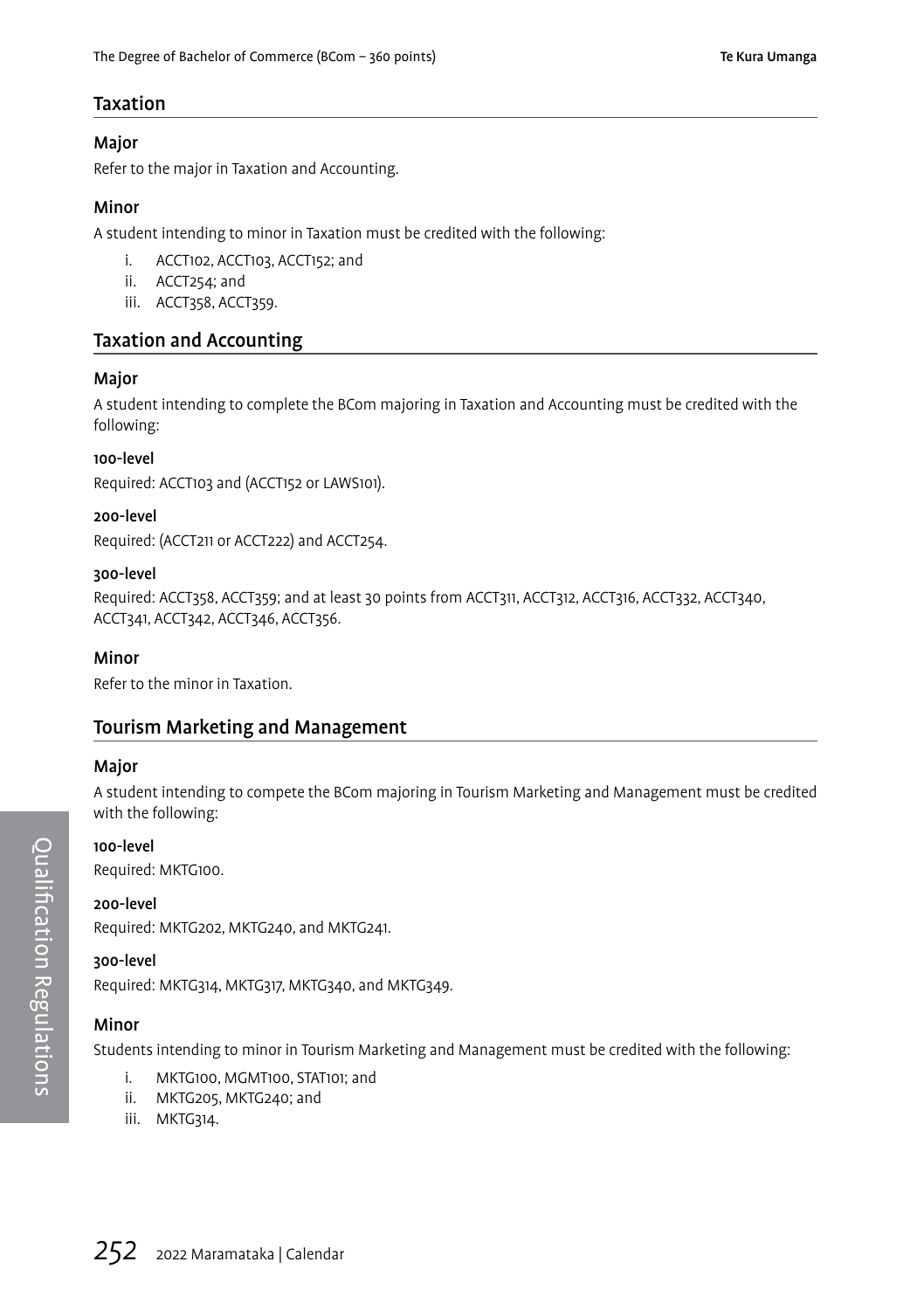## Taxation

### Major

Refer to the major in Taxation and Accounting.

### Minor

A student intending to minor in Taxation must be credited with the following:

i. ACCT102, ACCT103, ACCT152; and
ii. ACCT254; and
iii. ACCT358, ACCT359.

## Taxation and Accounting

### Major

A student intending to complete the BCom majoring in Taxation and Accounting must be credited with the following:

#### 100-level

Required: ACCT103 and (ACCT152 or LAWS101).

#### 200-level

Required: (ACCT211 or ACCT222) and ACCT254.

#### 300-level

Required: ACCT358, ACCT359; and at least 30 points from ACCT311, ACCT312, ACCT316, ACCT332, ACCT340, ACCT341, ACCT342, ACCT346, ACCT356.

### Minor

Refer to the minor in Taxation.

## Tourism Marketing and Management

### Major

A student intending to compete the BCom majoring in Tourism Marketing and Management must be credited with the following:

#### 100-level

Required: MKTG100.

#### 200-level

Required: MKTG202, MKTG240, and MKTG241.

#### 300-level

Required: MKTG314, MKTG317, MKTG340, and MKTG349.

### Minor

Students intending to minor in Tourism Marketing and Management must be credited with the following:

i. MKTG100, MGMT100, STAT101; and
ii. MKTG205, MKTG240; and
iii. MKTG314.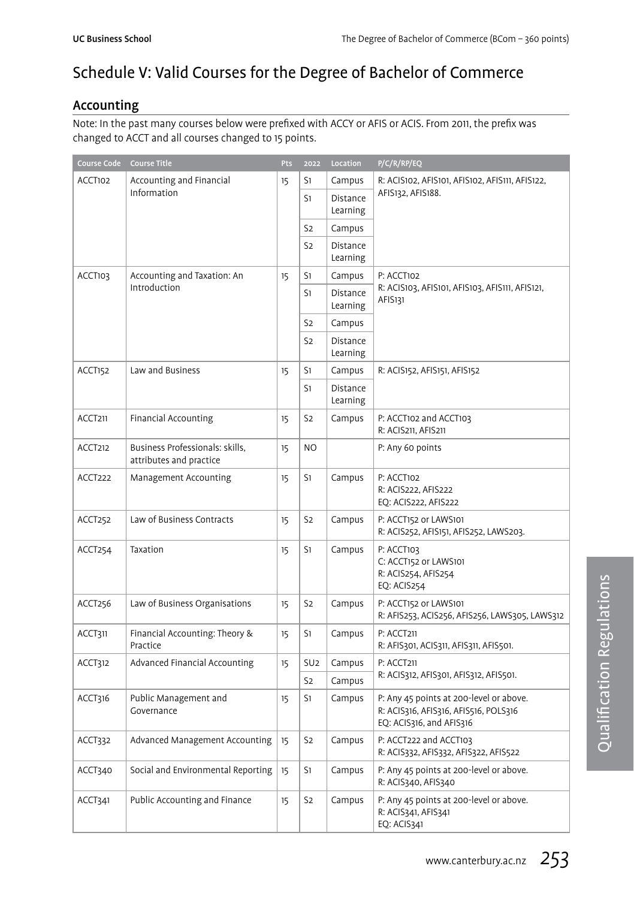# Schedule V: Valid Courses for the Degree of Bachelor of Commerce

## Accounting

Note: In the past many courses below were prefixed with ACCY or AFIS or ACIS. From 2011, the prefix was changed to ACCT and all courses changed to 15 points.

| Course Code | Course Title | Pts | 2022 | Location | P/C/R/RP/EQ |
|---|---|---|---|---|---|
| ACCT102 | Accounting and Financial Information | 15 | S1 | Campus | R: ACIS102, AFIS101, AFIS102, AFIS111, AFIS122, AFIS132, AFIS188. |
| | | | S1 | Distance Learning | |
| | | | S2 | Campus | |
| | | | S2 | Distance Learning | |
| ACCT103 | Accounting and Taxation: An Introduction | 15 | S1 | Campus | P: ACCT102<br>R: ACIS103, AFIS101, AFIS103, AFIS111, AFIS121, AFIS131 |
| | | | S1 | Distance Learning | |
| | | | S2 | Campus | |
| | | | S2 | Distance Learning | |
| ACCT152 | Law and Business | 15 | S1 | Campus | R: ACIS152, AFIS151, AFIS152 |
| | | | S1 | Distance Learning | |
| ACCT211 | Financial Accounting | 15 | S2 | Campus | P: ACCT102 and ACCT103<br>R: ACIS211, AFIS211 |
| ACCT212 | Business Professionals: skills, attributes and practice | 15 | NO | | P: Any 60 points |
| ACCT222 | Management Accounting | 15 | S1 | Campus | P: ACCT102<br>R: ACIS222, AFIS222<br>EQ: ACIS222, AFIS222 |
| ACCT252 | Law of Business Contracts | 15 | S2 | Campus | P: ACCT152 or LAWS101<br>R: ACIS252, AFIS151, AFIS252, LAWS203. |
| ACCT254 | Taxation | 15 | S1 | Campus | P: ACCT103<br>C: ACCT152 or LAWS101<br>R: ACIS254, AFIS254<br>EQ: ACIS254 |
| ACCT256 | Law of Business Organisations | 15 | S2 | Campus | P: ACCT152 or LAWS101<br>R: AFIS253, ACIS256, AFIS256, LAWS305, LAWS312 |
| ACCT311 | Financial Accounting: Theory & Practice | 15 | S1 | Campus | P: ACCT211<br>R: AFIS301, ACIS311, AFIS311, AFIS501. |
| ACCT312 | Advanced Financial Accounting | 15 | SU2 | Campus | P: ACCT211<br>R: ACIS312, AFIS301, AFIS312, AFIS501. |
| | | | S2 | Campus | |
| ACCT316 | Public Management and Governance | 15 | S1 | Campus | P: Any 45 points at 200-level or above.<br>R: ACIS316, AFIS316, AFIS516, POLS316<br>EQ: ACIS316, and AFIS316 |
| ACCT332 | Advanced Management Accounting | 15 | S2 | Campus | P: ACCT222 and ACCT103<br>R: ACIS332, AFIS332, AFIS322, AFIS522 |
| ACCT340 | Social and Environmental Reporting | 15 | S1 | Campus | P: Any 45 points at 200-level or above.<br>R: ACIS340, AFIS340 |
| ACCT341 | Public Accounting and Finance | 15 | S2 | Campus | P: Any 45 points at 200-level or above.<br>R: ACIS341, AFIS341<br>EQ: ACIS341 |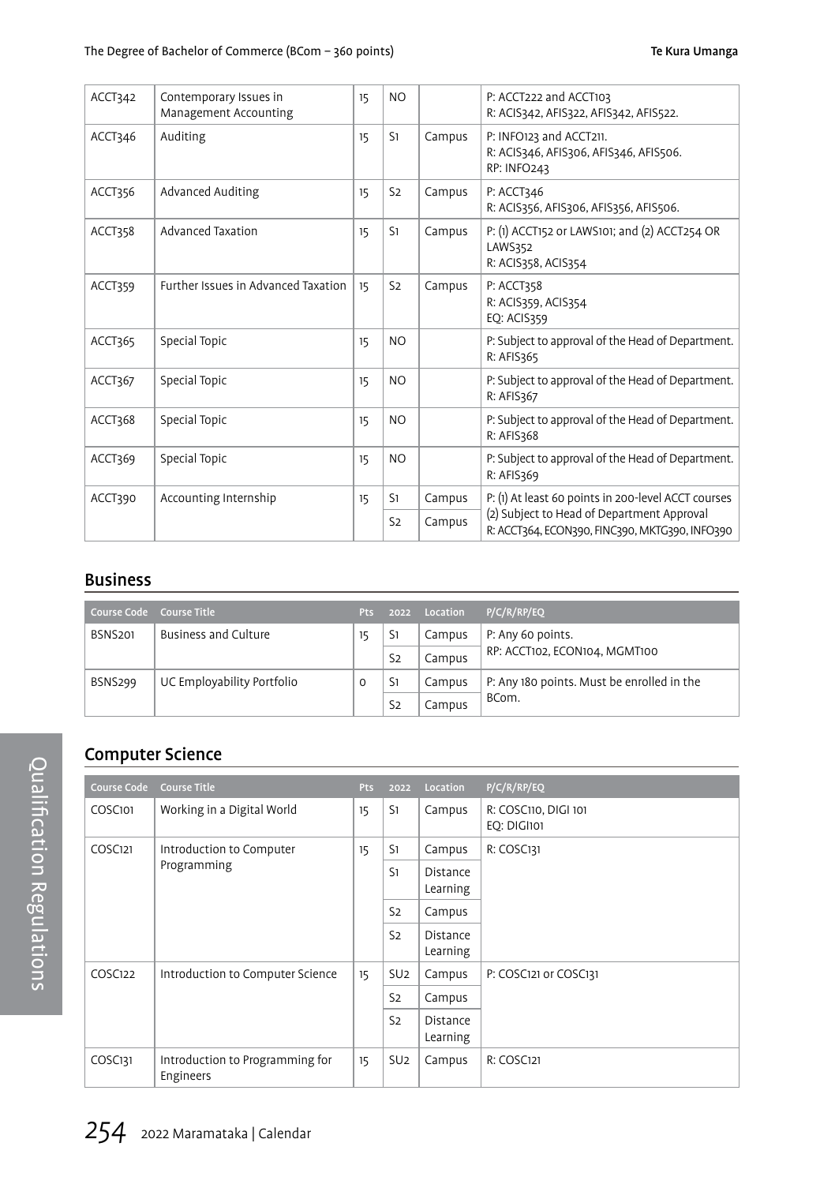| | | | | | |
|---|---|---|---|---|---|
| ACCT342 | Contemporary Issues in Management Accounting | 15 | NO | | P: ACCT222 and ACCT103<br>R: ACIS342, AFIS322, AFIS342, AFIS522. |
| ACCT346 | Auditing | 15 | S1 | Campus | P: INFO123 and ACCT211.<br>R: ACIS346, AFIS306, AFIS346, AFIS506.<br>RP: INFO243 |
| ACCT356 | Advanced Auditing | 15 | S2 | Campus | P: ACCT346<br>R: ACIS356, AFIS306, AFIS356, AFIS506. |
| ACCT358 | Advanced Taxation | 15 | S1 | Campus | P: (1) ACCT152 or LAWS101; and (2) ACCT254 OR LAWS352<br>R: ACIS358, ACIS354 |
| ACCT359 | Further Issues in Advanced Taxation | 15 | S2 | Campus | P: ACCT358<br>R: ACIS359, ACIS354<br>EQ: ACIS359 |
| ACCT365 | Special Topic | 15 | NO | | P: Subject to approval of the Head of Department.<br>R: AFIS365 |
| ACCT367 | Special Topic | 15 | NO | | P: Subject to approval of the Head of Department.<br>R: AFIS367 |
| ACCT368 | Special Topic | 15 | NO | | P: Subject to approval of the Head of Department.<br>R: AFIS368 |
| ACCT369 | Special Topic | 15 | NO | | P: Subject to approval of the Head of Department.<br>R: AFIS369 |
| ACCT390 | Accounting Internship | 15 | S1 | Campus | P: (1) At least 60 points in 200-level ACCT courses (2) Subject to Head of Department Approval<br>R: ACCT364, ECON390, FINC390, MKTG390, INFO390 |
| | | | S2 | Campus | |

## Business

| Course Code | Course Title | Pts | 2022 | Location | P/C/R/RP/EQ |
|---|---|---|---|---|---|
| BSNS201 | Business and Culture | 15 | S1 | Campus | P: Any 60 points.<br>RP: ACCT102, ECON104, MGMT100 |
| | | | S2 | Campus | |
| BSNS299 | UC Employability Portfolio | 0 | S1 | Campus | P: Any 180 points. Must be enrolled in the BCom. |
| | | | S2 | Campus | |

## Computer Science

| Course Code | Course Title | Pts | 2022 | Location | P/C/R/RP/EQ |
|---|---|---|---|---|---|
| COSC101 | Working in a Digital World | 15 | S1 | Campus | R: COSC110, DIGI 101<br>EQ: DIGI101 |
| COSC121 | Introduction to Computer Programming | 15 | S1 | Campus | R: COSC131 |
| | | | S1 | Distance Learning | |
| | | | S2 | Campus | |
| | | | S2 | Distance Learning | |
| COSC122 | Introduction to Computer Science | 15 | SU2 | Campus | P: COSC121 or COSC131 |
| | | | S2 | Campus | |
| | | | S2 | Distance Learning | |
| COSC131 | Introduction to Programming for Engineers | 15 | SU2 | Campus | R: COSC121 |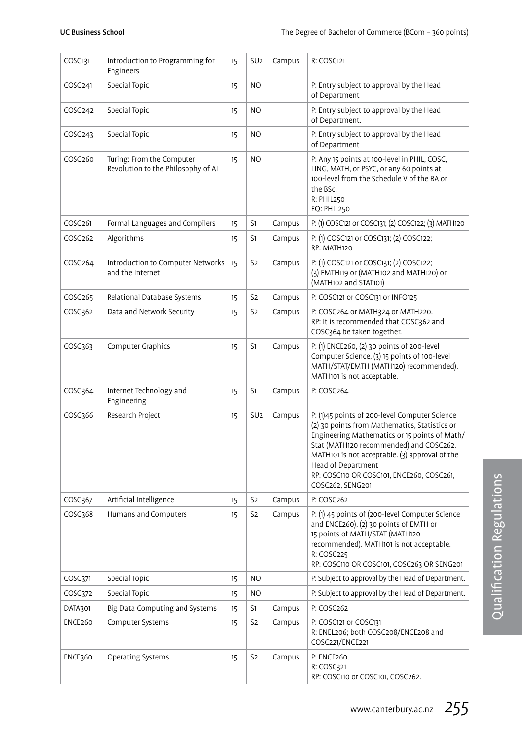| COSC131 | Introduction to Programming for Engineers | 15 | SU2 | Campus | R: COSC121 |
|---|---|---|---|---|---|
| COSC241 | Special Topic | 15 | NO | | P: Entry subject to approval by the Head of Department |
| COSC242 | Special Topic | 15 | NO | | P: Entry subject to approval by the Head of Department. |
| COSC243 | Special Topic | 15 | NO | | P: Entry subject to approval by the Head of Department |
| COSC260 | Turing: From the Computer Revolution to the Philosophy of AI | 15 | NO | | P: Any 15 points at 100-level in PHIL, COSC, LING, MATH, or PSYC, or any 60 points at 100-level from the Schedule V of the BA or the BSc.<br>R: PHIL250<br>EQ: PHIL250 |
| COSC261 | Formal Languages and Compilers | 15 | S1 | Campus | P: (1) COSC121 or COSC131; (2) COSC122; (3) MATH120 |
| COSC262 | Algorithms | 15 | S1 | Campus | P: (1) COSC121 or COSC131; (2) COSC122;<br>RP: MATH120 |
| COSC264 | Introduction to Computer Networks and the Internet | 15 | S2 | Campus | P: (1) COSC121 or COSC131; (2) COSC122; (3) EMTH119 or (MATH102 and MATH120) or (MATH102 and STAT101) |
| COSC265 | Relational Database Systems | 15 | S2 | Campus | P: COSC121 or COSC131 or INFO125 |
| COSC362 | Data and Network Security | 15 | S2 | Campus | P: COSC264 or MATH324 or MATH220.<br>RP: It is recommended that COSC362 and COSC364 be taken together. |
| COSC363 | Computer Graphics | 15 | S1 | Campus | P: (1) ENCE260, (2) 30 points of 200-level Computer Science, (3) 15 points of 100-level MATH/STAT/EMTH (MATH120 recommended). MATH101 is not acceptable. |
| COSC364 | Internet Technology and Engineering | 15 | S1 | Campus | P: COSC264 |
| COSC366 | Research Project | 15 | SU2 | Campus | P: (1)45 points of 200-level Computer Science (2) 30 points from Mathematics, Statistics or Engineering Mathematics or 15 points of Math/Stat (MATH120 recommended) and COSC262. MATH101 is not acceptable. (3) approval of the Head of Department<br>RP: COSC110 OR COSC101, ENCE260, COSC261, COSC262, SENG201 |
| COSC367 | Artificial Intelligence | 15 | S2 | Campus | P: COSC262 |
| COSC368 | Humans and Computers | 15 | S2 | Campus | P: (1) 45 points of (200-level Computer Science and ENCE260), (2) 30 points of EMTH or 15 points of MATH/STAT (MATH120 recommended). MATH101 is not acceptable.<br>R: COSC225<br>RP: COSC110 OR COSC101, COSC263 OR SENG201 |
| COSC371 | Special Topic | 15 | NO | | P: Subject to approval by the Head of Department. |
| COSC372 | Special Topic | 15 | NO | | P: Subject to approval by the Head of Department. |
| DATA301 | Big Data Computing and Systems | 15 | S1 | Campus | P: COSC262 |
| ENCE260 | Computer Systems | 15 | S2 | Campus | P: COSC121 or COSC131<br>R: ENEL206; both COSC208/ENCE208 and COSC221/ENCE221 |
| ENCE360 | Operating Systems | 15 | S2 | Campus | P: ENCE260.<br>R: COSC321<br>RP: COSC110 or COSC101, COSC262. |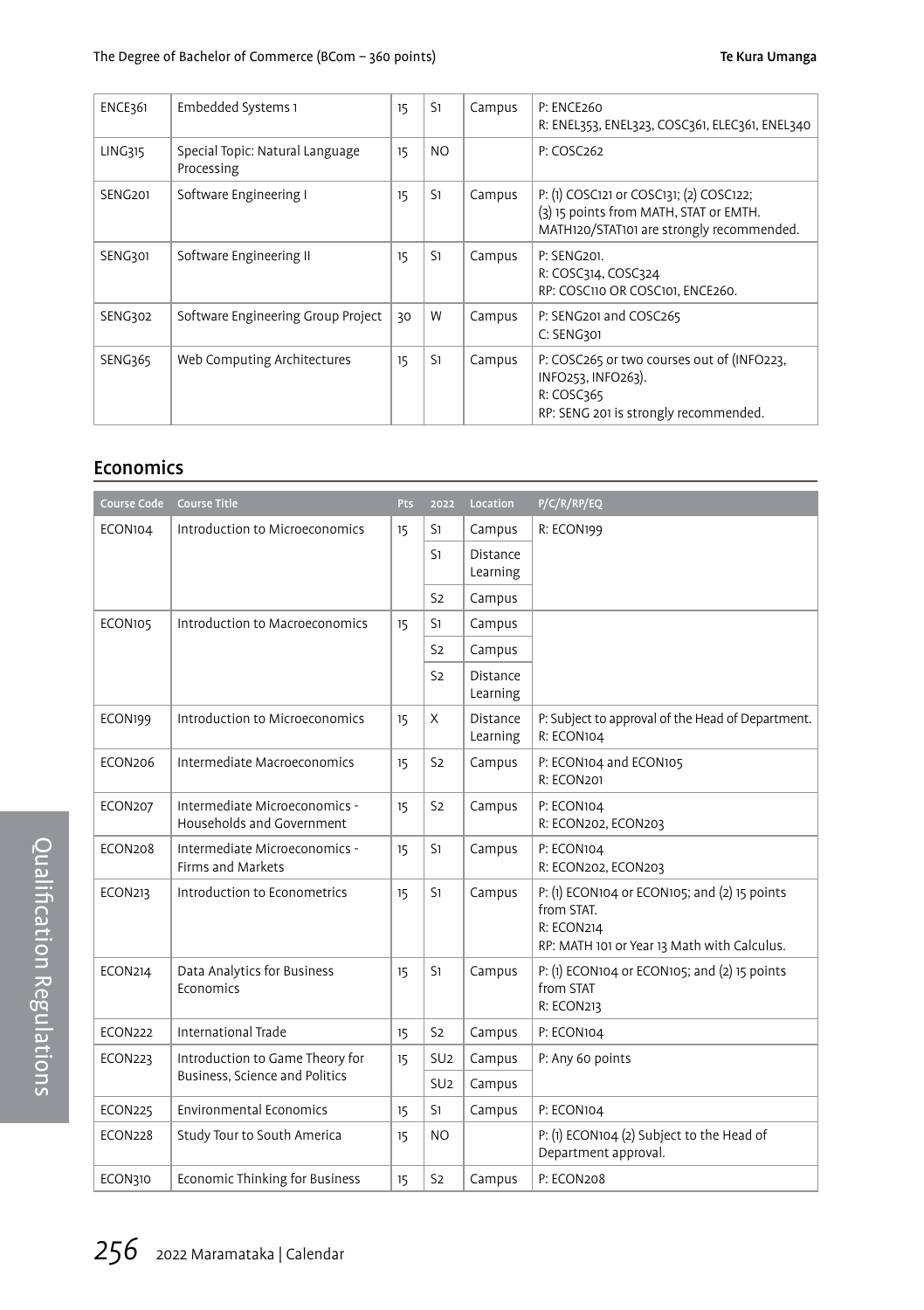| ENCE361 | Embedded Systems 1 | 15 | S1 | Campus | P: ENCE260<br>R: ENEL353, ENEL323, COSC361, ELEC361, ENEL340 |
|---|---|---|---|---|---|
| LING315 | Special Topic: Natural Language Processing | 15 | NO | | P: COSC262 |
| SENG201 | Software Engineering I | 15 | S1 | Campus | P: (1) COSC121 or COSC131; (2) COSC122; (3) 15 points from MATH, STAT or EMTH. MATH120/STAT101 are strongly recommended. |
| SENG301 | Software Engineering II | 15 | S1 | Campus | P: SENG201.<br>R: COSC314, COSC324<br>RP: COSC110 OR COSC101, ENCE260. |
| SENG302 | Software Engineering Group Project | 30 | W | Campus | P: SENG201 and COSC265<br>C: SENG301 |
| SENG365 | Web Computing Architectures | 15 | S1 | Campus | P: COSC265 or two courses out of (INFO223, INFO263).<br>R: COSC365<br>RP: SENG 201 is strongly recommended. |

## Economics

| Course Code | Course Title | Pts | 2022 | Location | P/C/R/RP/EQ |
|---|---|---|---|---|---|
| ECON104 | Introduction to Microeconomics | 15 | S1 | Campus | R: ECON199 |
| | | | S1 | Distance Learning | |
| | | | S2 | Campus | |
| ECON105 | Introduction to Macroeconomics | 15 | S1 | Campus | |
| | | | S2 | Campus | |
| | | | S2 | Distance Learning | |
| ECON199 | Introduction to Microeconomics | 15 | X | Distance Learning | P: Subject to approval of the Head of Department.<br>R: ECON104 |
| ECON206 | Intermediate Macroeconomics | 15 | S2 | Campus | P: ECON104 and ECON105<br>R: ECON201 |
| ECON207 | Intermediate Microeconomics - Households and Government | 15 | S2 | Campus | P: ECON104<br>R: ECON202, ECON203 |
| ECON208 | Intermediate Microeconomics - Firms and Markets | 15 | S1 | Campus | P: ECON104<br>R: ECON202, ECON203 |
| ECON213 | Introduction to Econometrics | 15 | S1 | Campus | P: (1) ECON104 or ECON105; and (2) 15 points from STAT.<br>R: ECON214<br>RP: MATH 101 or Year 13 Math with Calculus. |
| ECON214 | Data Analytics for Business Economics | 15 | S1 | Campus | P: (1) ECON104 or ECON105; and (2) 15 points from STAT<br>R: ECON213 |
| ECON222 | International Trade | 15 | S2 | Campus | P: ECON104 |
| ECON223 | Introduction to Game Theory for Business, Science and Politics | 15 | SU2 | Campus | P: Any 60 points |
| | | | SU2 | Campus | |
| ECON225 | Environmental Economics | 15 | S1 | Campus | P: ECON104 |
| ECON228 | Study Tour to South America | 15 | NO | | P: (1) ECON104 (2) Subject to the Head of Department approval. |
| ECON310 | Economic Thinking for Business | 15 | S2 | Campus | P: ECON208 |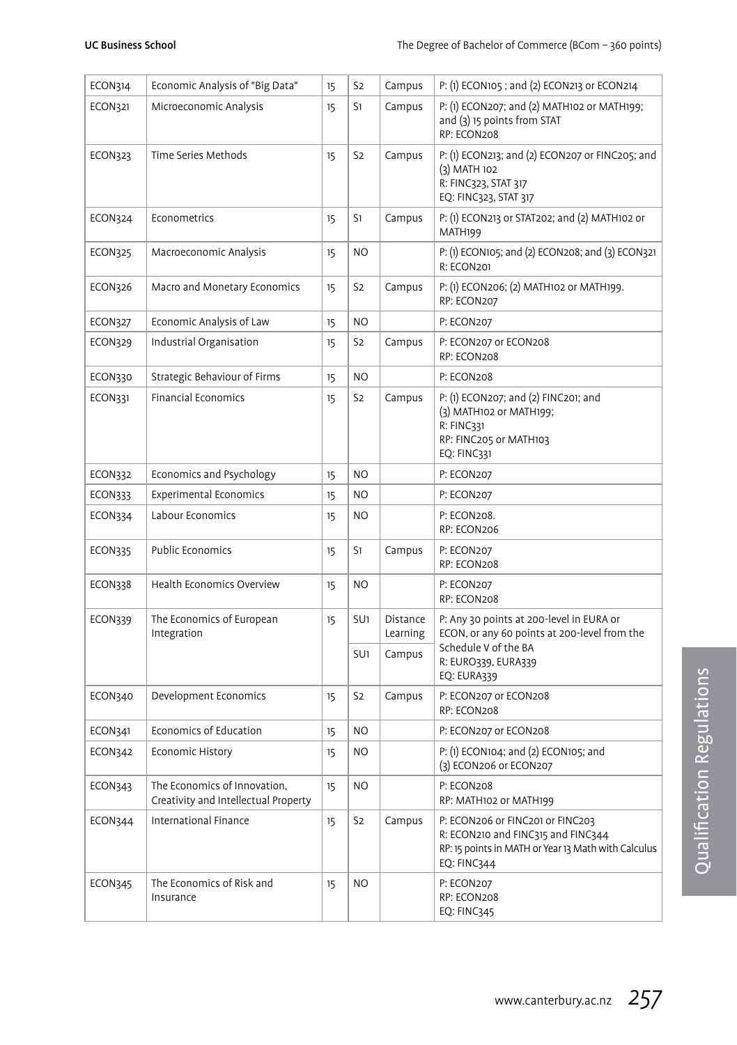| ECON314 | Economic Analysis of "Big Data" | 15 | S2 | Campus | P: (1) ECON105 ; and (2) ECON213 or ECON214 |
|---|---|---|---|---|---|
| ECON321 | Microeconomic Analysis | 15 | S1 | Campus | P: (1) ECON207; and (2) MATH102 or MATH199; and (3) 15 points from STAT<br>RP: ECON208 |
| ECON323 | Time Series Methods | 15 | S2 | Campus | P: (1) ECON213; and (2) ECON207 or FINC205; and (3) MATH 102<br>R: FINC323, STAT 317<br>EQ: FINC323, STAT 317 |
| ECON324 | Econometrics | 15 | S1 | Campus | P: (1) ECON213 or STAT202; and (2) MATH102 or MATH199 |
| ECON325 | Macroeconomic Analysis | 15 | NO | | P: (1) ECON105; and (2) ECON208; and (3) ECON321<br>R: ECON201 |
| ECON326 | Macro and Monetary Economics | 15 | S2 | Campus | P: (1) ECON206; (2) MATH102 or MATH199.<br>RP: ECON207 |
| ECON327 | Economic Analysis of Law | 15 | NO | | P: ECON207 |
| ECON329 | Industrial Organisation | 15 | S2 | Campus | P: ECON207 or ECON208<br>RP: ECON208 |
| ECON330 | Strategic Behaviour of Firms | 15 | NO | | P: ECON208 |
| ECON331 | Financial Economics | 15 | S2 | Campus | P: (1) ECON207; and (2) FINC201; and (3) MATH102 or MATH199;<br>R: FINC331<br>RP: FINC205 or MATH103<br>EQ: FINC331 |
| ECON332 | Economics and Psychology | 15 | NO | | P: ECON207 |
| ECON333 | Experimental Economics | 15 | NO | | P: ECON207 |
| ECON334 | Labour Economics | 15 | NO | | P: ECON208.<br>RP: ECON206 |
| ECON335 | Public Economics | 15 | S1 | Campus | P: ECON207<br>RP: ECON208 |
| ECON338 | Health Economics Overview | 15 | NO | | P: ECON207<br>RP: ECON208 |
| ECON339 | The Economics of European Integration | 15 | SU1 | Distance Learning | P: Any 30 points at 200-level in EURA or ECON, or any 60 points at 200-level from the Schedule V of the BA<br>R: EURO339, EURA339<br>EQ: EURA339 |
| | | | SU1 | Campus | |
| ECON340 | Development Economics | 15 | S2 | Campus | P: ECON207 or ECON208<br>RP: ECON208 |
| ECON341 | Economics of Education | 15 | NO | | P: ECON207 or ECON208 |
| ECON342 | Economic History | 15 | NO | | P: (1) ECON104; and (2) ECON105; and (3) ECON206 or ECON207 |
| ECON343 | The Economics of Innovation, Creativity and Intellectual Property | 15 | NO | | P: ECON208<br>RP: MATH102 or MATH199 |
| ECON344 | International Finance | 15 | S2 | Campus | P: ECON206 or FINC201 or FINC203<br>R: ECON210 and FINC315 and FINC344<br>RP: 15 points in MATH or Year 13 Math with Calculus<br>EQ: FINC344 |
| ECON345 | The Economics of Risk and Insurance | 15 | NO | | P: ECON207<br>RP: ECON208<br>EQ: FINC345 |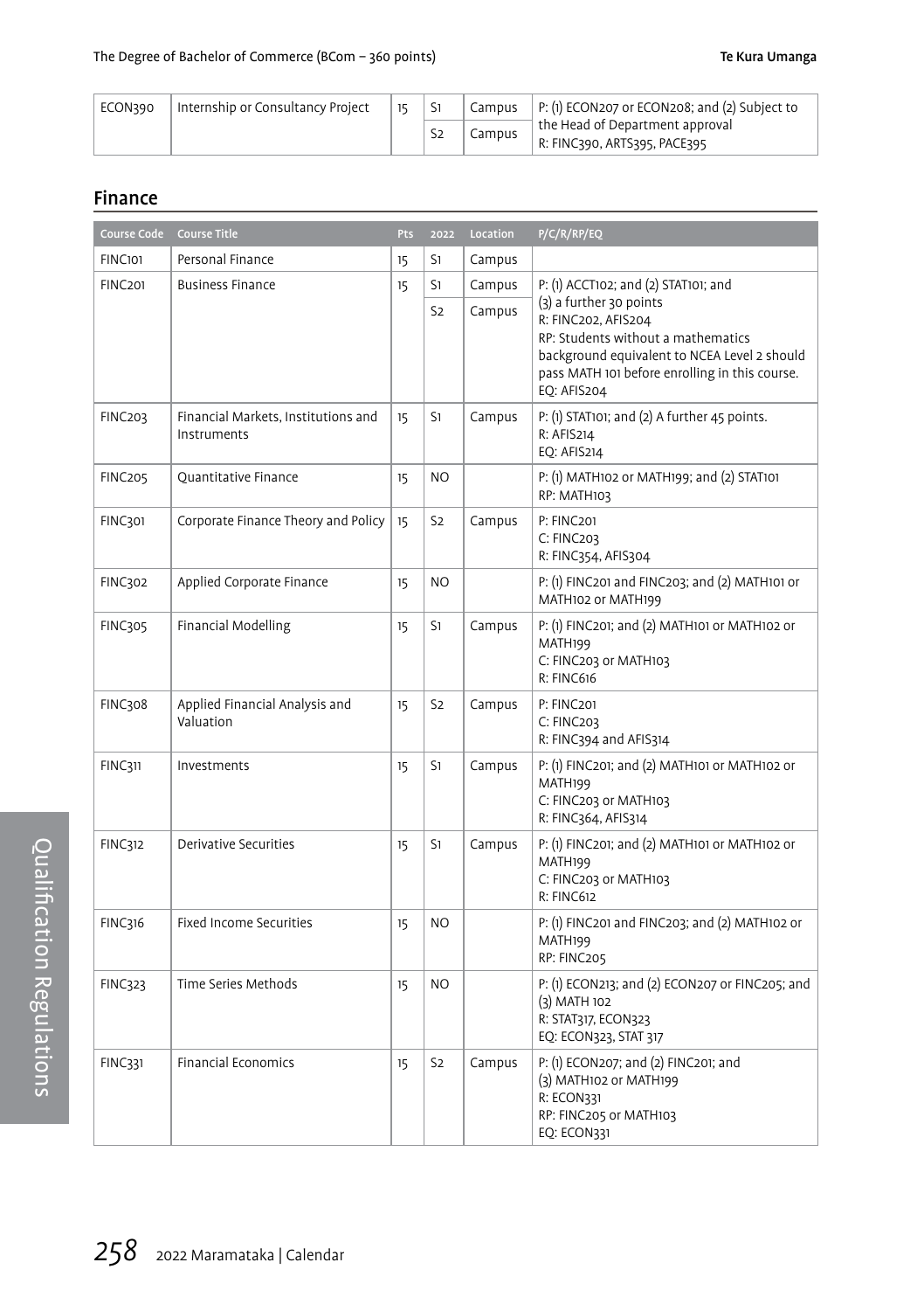| | | | | | |
|---|---|---|---|---|---|
| ECON390 | Internship or Consultancy Project | 15 | S1 | Campus | P: (1) ECON207 or ECON208; and (2) Subject to the Head of Department approval<br>R: FINC390, ARTS395, PACE395 |
| | | | S2 | Campus | |

## Finance

| Course Code | Course Title | Pts | 2022 | Location | P/C/R/RP/EQ |
|---|---|---|---|---|---|
| FINC101 | Personal Finance | 15 | S1 | Campus | |
| FINC201 | Business Finance | 15 | S1 | Campus | P: (1) ACCT102; and (2) STAT101; and (3) a further 30 points<br>R: FINC202, AFIS204<br>RP: Students without a mathematics background equivalent to NCEA Level 2 should pass MATH 101 before enrolling in this course.<br>EQ: AFIS204 |
| | | | S2 | Campus | |
| FINC203 | Financial Markets, Institutions and Instruments | 15 | S1 | Campus | P: (1) STAT101; and (2) A further 45 points.<br>R: AFIS214<br>EQ: AFIS214 |
| FINC205 | Quantitative Finance | 15 | NO | | P: (1) MATH102 or MATH199; and (2) STAT101<br>RP: MATH103 |
| FINC301 | Corporate Finance Theory and Policy | 15 | S2 | Campus | P: FINC201<br>C: FINC203<br>R: FINC354, AFIS304 |
| FINC302 | Applied Corporate Finance | 15 | NO | | P: (1) FINC201 and FINC203; and (2) MATH101 or MATH102 or MATH199 |
| FINC305 | Financial Modelling | 15 | S1 | Campus | P: (1) FINC201; and (2) MATH101 or MATH102 or MATH199<br>C: FINC203 or MATH103<br>R: FINC616 |
| FINC308 | Applied Financial Analysis and Valuation | 15 | S2 | Campus | P: FINC201<br>C: FINC203<br>R: FINC394 and AFIS314 |
| FINC311 | Investments | 15 | S1 | Campus | P: (1) FINC201; and (2) MATH101 or MATH102 or MATH199<br>C: FINC203 or MATH103<br>R: FINC364, AFIS314 |
| FINC312 | Derivative Securities | 15 | S1 | Campus | P: (1) FINC201; and (2) MATH101 or MATH102 or MATH199<br>C: FINC203 or MATH103<br>R: FINC612 |
| FINC316 | Fixed Income Securities | 15 | NO | | P: (1) FINC201 and FINC203; and (2) MATH102 or MATH199<br>RP: FINC205 |
| FINC323 | Time Series Methods | 15 | NO | | P: (1) ECON213; and (2) ECON207 or FINC205; and (3) MATH 102<br>R: STAT317, ECON323<br>EQ: ECON323, STAT 317 |
| FINC331 | Financial Economics | 15 | S2 | Campus | P: (1) ECON207; and (2) FINC201; and (3) MATH102 or MATH199<br>R: ECON331<br>RP: FINC205 or MATH103<br>EQ: ECON331 |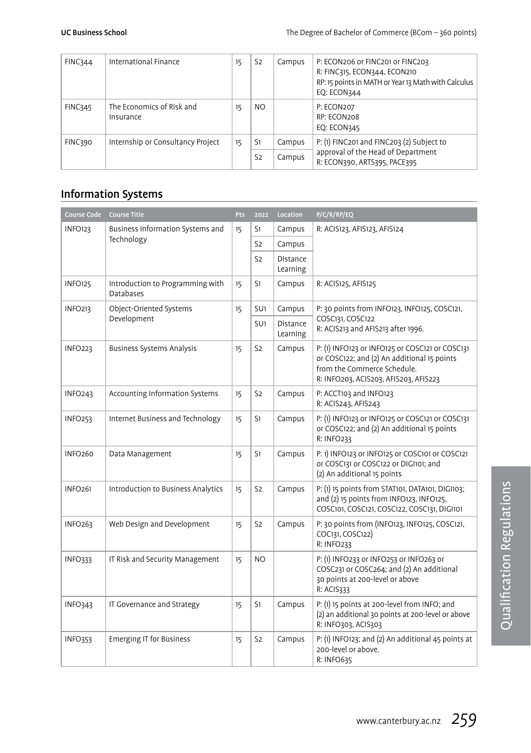| Course Code | Course Title | Pts | 2022 | Location | P/C/R/RP/EQ |
|---|---|---|---|---|---|
| FINC344 | International Finance | 15 | S2 | Campus | P: ECON206 or FINC201 or FINC203<br>R: FINC315, ECON344, ECON210<br>RP: 15 points in MATH or Year 13 Math with Calculus<br>EQ: ECON344 |
| FINC345 | The Economics of Risk and Insurance | 15 | NO | | P: ECON207<br>RP: ECON208<br>EQ: ECON345 |
| FINC390 | Internship or Consultancy Project | 15 | S1 | Campus | P: (1) FINC201 and FINC203 (2) Subject to approval of the Head of Department<br>R: ECON390, ARTS395, PACE395 |
| | | | S2 | Campus | |

## Information Systems

| Course Code | Course Title | Pts | 2022 | Location | P/C/R/RP/EQ |
|---|---|---|---|---|---|
| INFO123 | Business Information Systems and Technology | 15 | S1 | Campus | R: ACIS123, AFIS123, AFIS124 |
| | | | S2 | Campus | |
| | | | S2 | Distance Learning | |
| INFO125 | Introduction to Programming with Databases | 15 | S1 | Campus | R: ACIS125, AFIS125 |
| INFO213 | Object-Oriented Systems Development | 15 | SU1 | Campus | P: 30 points from INFO123, INFO125, COSC121, COSC131, COSC122<br>R: ACIS213 and AFIS213 after 1996. |
| | | | SU1 | Distance Learning | |
| INFO223 | Business Systems Analysis | 15 | S2 | Campus | P: (1) INFO123 or INFO125 or COSC121 or COSC131 or COSC122; and (2) An additional 15 points from the Commerce Schedule.<br>R: INFO203, ACIS203, AFIS203, AFIS223 |
| INFO243 | Accounting Information Systems | 15 | S2 | Campus | P: ACCT103 and INFO123<br>R: ACIS243, AFIS243 |
| INFO253 | Internet Business and Technology | 15 | S1 | Campus | P: (1) INFO123 or INFO125 or COSC121 or COSC131 or COSC122; and (2) An additional 15 points<br>R: INFO233 |
| INFO260 | Data Management | 15 | S1 | Campus | P: 1) INFO123 or INFO125 or COSC101 or COSC121 or COSC131 or COSC122 or DIGI101; and (2) An additional 15 points |
| INFO261 | Introduction to Business Analytics | 15 | S2 | Campus | P: (1) 15 points from STAT101, DATA101, DIGI103; and (2) 15 points from INFO123, INFO125, COSC101, COSC121, COSC122, COSC131, DIGI101 |
| INFO263 | Web Design and Development | 15 | S2 | Campus | P: 30 points from (INFO123, INFO125, COSC121, COC131, COSC122)<br>R: INFO233 |
| INFO333 | IT Risk and Security Management | 15 | NO | | P: (1) INFO233 or INFO253 or INFO263 or COSC231 or COSC264; and (2) An additional 30 points at 200-level or above<br>R: ACIS333 |
| INFO343 | IT Governance and Strategy | 15 | S1 | Campus | P: (1) 15 points at 200-level from INFO; and (2) an additional 30 points at 200-level or above<br>R: INFO303, ACIS303 |
| INFO353 | Emerging IT for Business | 15 | S2 | Campus | P: (1) INFO123; and (2) An additional 45 points at 200-level or above.<br>R: INFO635 |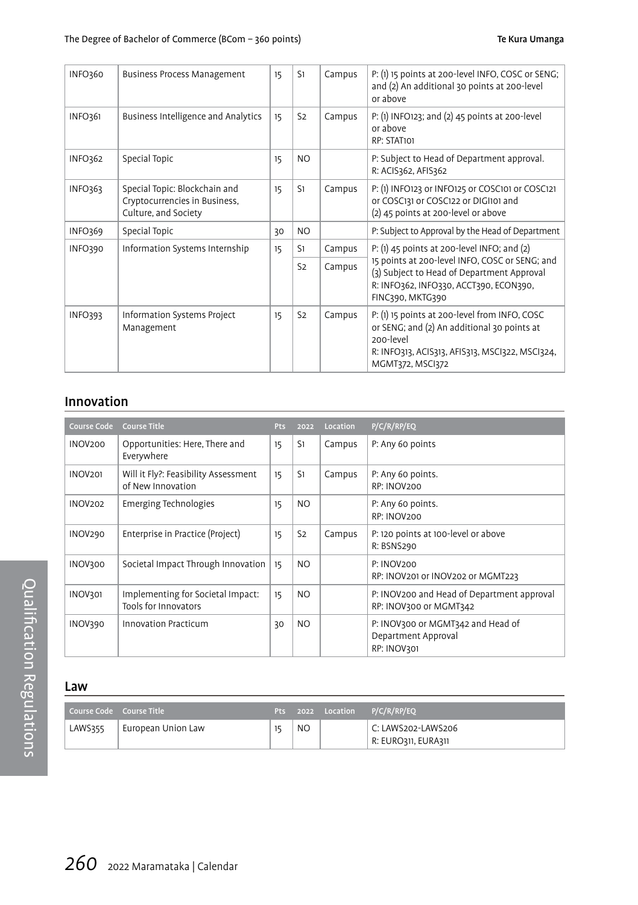| Course Code | Course Title | Pts | 2022 | Location | P/C/R/RP/EQ |
|---|---|---|---|---|---|
| INFO360 | Business Process Management | 15 | S1 | Campus | P: (1) 15 points at 200-level INFO, COSC or SENG; and (2) An additional 30 points at 200-level or above |
| INFO361 | Business Intelligence and Analytics | 15 | S2 | Campus | P: (1) INFO123; and (2) 45 points at 200-level or above RP: STAT101 |
| INFO362 | Special Topic | 15 | NO | | P: Subject to Head of Department approval. R: ACIS362, AFIS362 |
| INFO363 | Special Topic: Blockchain and Cryptocurrencies in Business, Culture, and Society | 15 | S1 | Campus | P: (1) INFO123 or INFO125 or COSC101 or COSC121 or COSC131 or COSC122 or DIGI101 and (2) 45 points at 200-level or above |
| INFO369 | Special Topic | 30 | NO | | P: Subject to Approval by the Head of Department |
| INFO390 | Information Systems Internship | 15 | S1 | Campus | P: (1) 45 points at 200-level INFO; and (2) 15 points at 200-level INFO, COSC or SENG; and (3) Subject to Head of Department Approval R: INFO362, INFO330, ACCT390, ECON390, FINC390, MKTG390 |
| | | | S2 | Campus | |
| INFO393 | Information Systems Project Management | 15 | S2 | Campus | P: (1) 15 points at 200-level from INFO, COSC or SENG; and (2) An additional 30 points at 200-level R: INFO313, ACIS313, AFIS313, MSCI322, MSCI324, MGMT372, MSCI372 |

## Innovation

| Course Code | Course Title | Pts | 2022 | Location | P/C/R/RP/EQ |
|---|---|---|---|---|---|
| INOV200 | Opportunities: Here, There and Everywhere | 15 | S1 | Campus | P: Any 60 points |
| INOV201 | Will it Fly?: Feasibility Assessment of New Innovation | 15 | S1 | Campus | P: Any 60 points. RP: INOV200 |
| INOV202 | Emerging Technologies | 15 | NO | | P: Any 60 points. RP: INOV200 |
| INOV290 | Enterprise in Practice (Project) | 15 | S2 | Campus | P: 120 points at 100-level or above R: BSNS290 |
| INOV300 | Societal Impact Through Innovation | 15 | NO | | P: INOV200 RP: INOV201 or INOV202 or MGMT223 |
| INOV301 | Implementing for Societal Impact: Tools for Innovators | 15 | NO | | P: INOV200 and Head of Department approval RP: INOV300 or MGMT342 |
| INOV390 | Innovation Practicum | 30 | NO | | P: INOV300 or MGMT342 and Head of Department Approval RP: INOV301 |

## Law

| Course Code | Course Title | Pts | 2022 | Location | P/C/R/RP/EQ |
|---|---|---|---|---|---|
| LAWS355 | European Union Law | 15 | NO | | C: LAWS202-LAWS206 R: EURO311, EURA311 |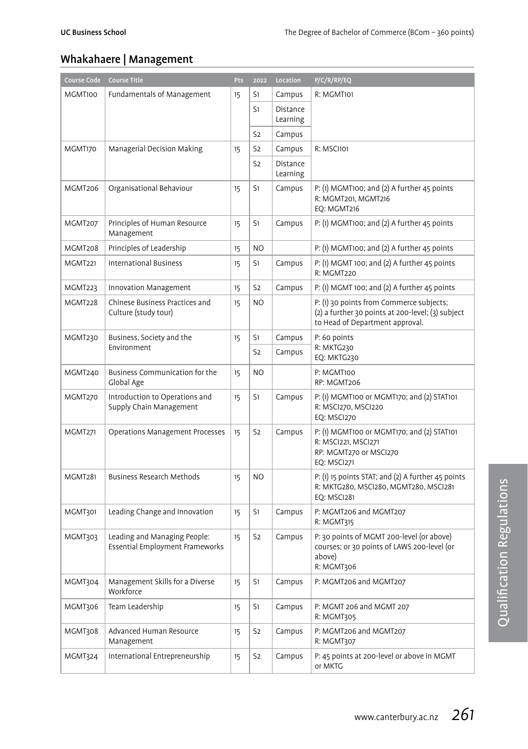## Whakahaere | Management

| Course Code | Course Title | Pts | 2022 | Location | P/C/R/RP/EQ |
|---|---|---|---|---|---|
| MGMT100 | Fundamentals of Management | 15 | S1 | Campus | R: MGMT101 |
| | | | S1 | Distance Learning | |
| | | | S2 | Campus | |
| MGMT170 | Managerial Decision Making | 15 | S2 | Campus | R: MSCI101 |
| | | | S2 | Distance Learning | |
| MGMT206 | Organisational Behaviour | 15 | S1 | Campus | P: (1) MGMT100; and (2) A further 45 points<br>R: MGMT201, MGMT216<br>EQ: MGMT216 |
| MGMT207 | Principles of Human Resource Management | 15 | S1 | Campus | P: (1) MGMT100; and (2) A further 45 points |
| MGMT208 | Principles of Leadership | 15 | NO | | P: (1) MGMT100; and (2) A further 45 points |
| MGMT221 | International Business | 15 | S1 | Campus | P: (1) MGMT 100; and (2) A further 45 points<br>R: MGMT220 |
| MGMT223 | Innovation Management | 15 | S2 | Campus | P: (1) MGMT 100; and (2) A further 45 points |
| MGMT228 | Chinese Business Practices and Culture (study tour) | 15 | NO | | P: (1) 30 points from Commerce subjects; (2) a further 30 points at 200-level; (3) subject to Head of Department approval. |
| MGMT230 | Business, Society and the Environment | 15 | S1 | Campus | P: 60 points<br>R: MKTG230<br>EQ: MKTG230 |
| | | | S2 | Campus | |
| MGMT240 | Business Communication for the Global Age | 15 | NO | | P: MGMT100<br>RP: MGMT206 |
| MGMT270 | Introduction to Operations and Supply Chain Management | 15 | S1 | Campus | P: (1) MGMT100 or MGMT170; and (2) STAT101<br>R: MSCI270, MSCI220<br>EQ: MSCI270 |
| MGMT271 | Operations Management Processes | 15 | S2 | Campus | P: (1) MGMT100 or MGMT170; and (2) STAT101<br>R: MSCI221, MSCI271<br>RP: MGMT270 or MSCI270<br>EQ: MSCI271 |
| MGMT281 | Business Research Methods | 15 | NO | | P: (1) 15 points STAT; and (2) A further 45 points<br>R: MKTG280, MSCI280, MGMT280, MSCI281<br>EQ: MSCI281 |
| MGMT301 | Leading Change and Innovation | 15 | S1 | Campus | P: MGMT206 and MGMT207<br>R: MGMT315 |
| MGMT303 | Leading and Managing People: Essential Employment Frameworks | 15 | S2 | Campus | P: 30 points of MGMT 200-level (or above) courses; or 30 points of LAWS 200-level (or above)<br>R: MGMT306 |
| MGMT304 | Management Skills for a Diverse Workforce | 15 | S1 | Campus | P: MGMT206 and MGMT207 |
| MGMT306 | Team Leadership | 15 | S1 | Campus | P: MGMT 206 and MGMT 207<br>R: MGMT305 |
| MGMT308 | Advanced Human Resource Management | 15 | S2 | Campus | P: MGMT206 and MGMT207<br>R: MGMT307 |
| MGMT324 | International Entrepreneurship | 15 | S2 | Campus | P: 45 points at 200-level or above in MGMT or MKTG |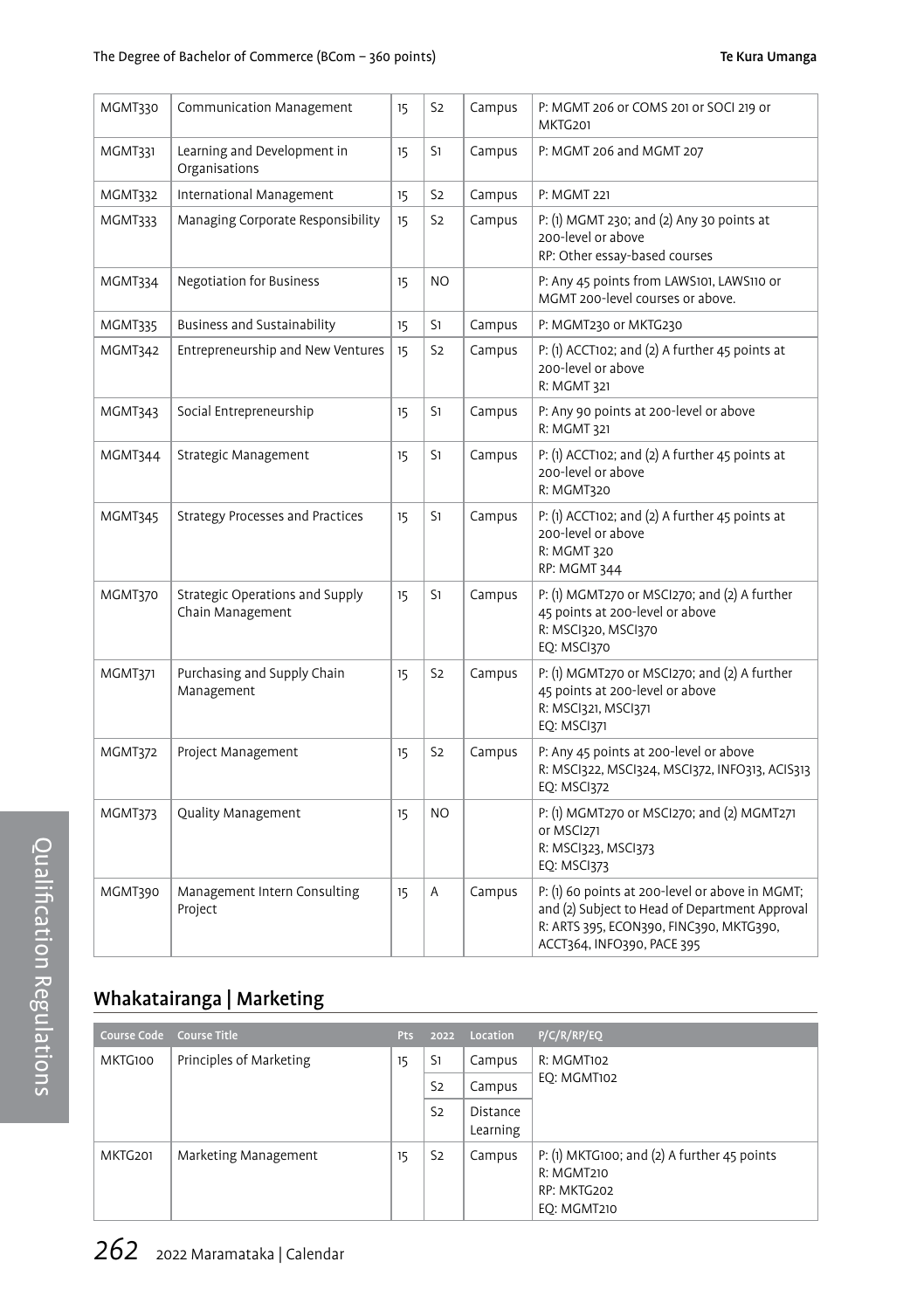| MGMT330 | Communication Management | 15 | S2 | Campus | P: MGMT 206 or COMS 201 or SOCI 219 or MKTG201 |
|---|---|---|---|---|---|
| MGMT331 | Learning and Development in Organisations | 15 | S1 | Campus | P: MGMT 206 and MGMT 207 |
| MGMT332 | International Management | 15 | S2 | Campus | P: MGMT 221 |
| MGMT333 | Managing Corporate Responsibility | 15 | S2 | Campus | P: (1) MGMT 230; and (2) Any 30 points at 200-level or above<br>RP: Other essay-based courses |
| MGMT334 | Negotiation for Business | 15 | NO | | P: Any 45 points from LAWS101, LAWS110 or MGMT 200-level courses or above. |
| MGMT335 | Business and Sustainability | 15 | S1 | Campus | P: MGMT230 or MKTG230 |
| MGMT342 | Entrepreneurship and New Ventures | 15 | S2 | Campus | P: (1) ACCT102; and (2) A further 45 points at 200-level or above<br>R: MGMT 321 |
| MGMT343 | Social Entrepreneurship | 15 | S1 | Campus | P: Any 90 points at 200-level or above<br>R: MGMT 321 |
| MGMT344 | Strategic Management | 15 | S1 | Campus | P: (1) ACCT102; and (2) A further 45 points at 200-level or above<br>R: MGMT320 |
| MGMT345 | Strategy Processes and Practices | 15 | S1 | Campus | P: (1) ACCT102; and (2) A further 45 points at 200-level or above<br>R: MGMT 320<br>RP: MGMT 344 |
| MGMT370 | Strategic Operations and Supply Chain Management | 15 | S1 | Campus | P: (1) MGMT270 or MSCI270; and (2) A further 45 points at 200-level or above<br>R: MSCI320, MSCI370<br>EQ: MSCI370 |
| MGMT371 | Purchasing and Supply Chain Management | 15 | S2 | Campus | P: (1) MGMT270 or MSCI270; and (2) A further 45 points at 200-level or above<br>R: MSCI321, MSCI371<br>EQ: MSCI371 |
| MGMT372 | Project Management | 15 | S2 | Campus | P: Any 45 points at 200-level or above<br>R: MSCI322, MSCI324, MSCI372, INFO313, ACIS313<br>EQ: MSCI372 |
| MGMT373 | Quality Management | 15 | NO | | P: (1) MGMT270 or MSCI270; and (2) MGMT271 or MSCI271<br>R: MSCI323, MSCI373<br>EQ: MSCI373 |
| MGMT390 | Management Intern Consulting Project | 15 | A | Campus | P: (1) 60 points at 200-level or above in MGMT; and (2) Subject to Head of Department Approval<br>R: ARTS 395, ECON390, FINC390, MKTG390, ACCT364, INFO390, PACE 395 |

## Whakatairanga | Marketing

| Course Code | Course Title | Pts | 2022 | Location | P/C/R/RP/EQ |
|---|---|---|---|---|---|
| MKTG100 | Principles of Marketing | 15 | S1 | Campus | R: MGMT102<br>EQ: MGMT102 |
| | | | S2 | Campus | |
| | | | S2 | Distance Learning | |
| MKTG201 | Marketing Management | 15 | S2 | Campus | P: (1) MKTG100; and (2) A further 45 points<br>R: MGMT210<br>RP: MKTG202<br>EQ: MGMT210 |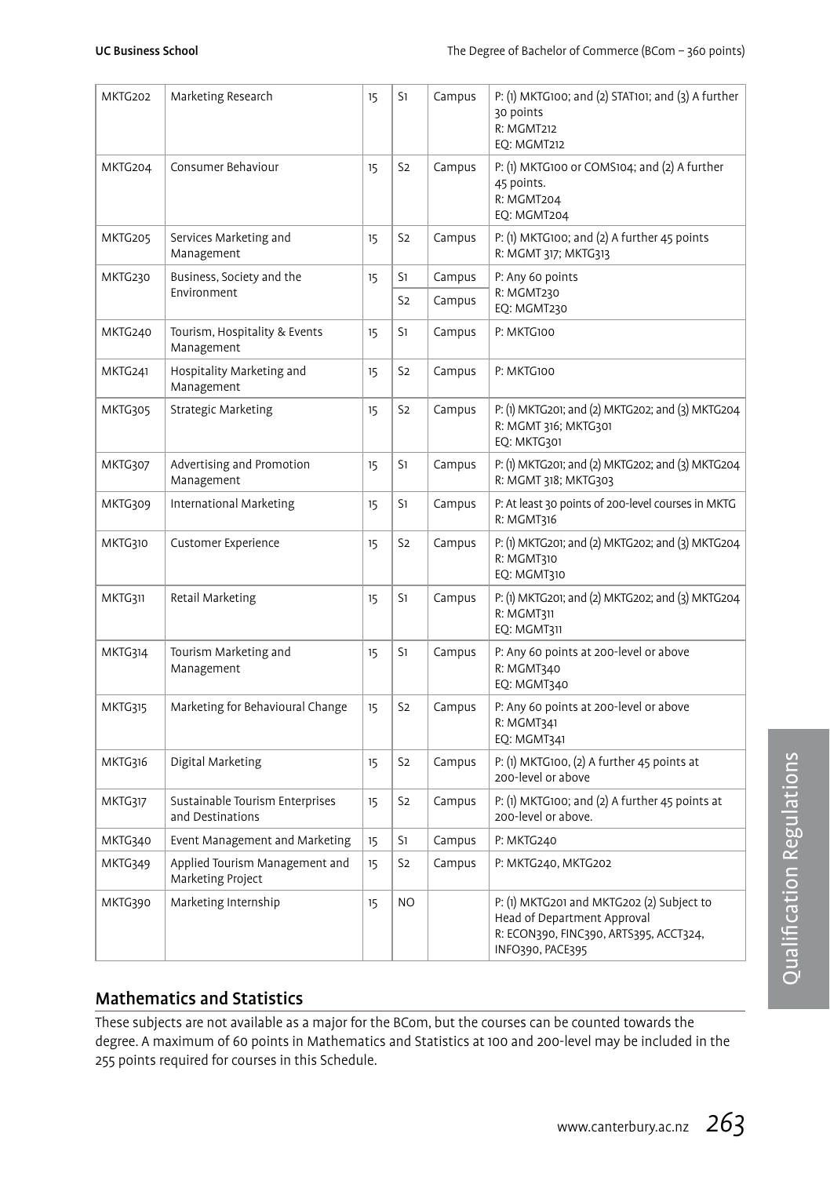| | | | | | |
|---|---|---|---|---|---|
| MKTG202 | Marketing Research | 15 | S1 | Campus | P: (1) MKTG100; and (2) STAT101; and (3) A further 30 points<br>R: MGMT212<br>EQ: MGMT212 |
| MKTG204 | Consumer Behaviour | 15 | S2 | Campus | P: (1) MKTG100 or COMS104; and (2) A further 45 points.<br>R: MGMT204<br>EQ: MGMT204 |
| MKTG205 | Services Marketing and Management | 15 | S2 | Campus | P: (1) MKTG100; and (2) A further 45 points<br>R: MGMT 317; MKTG313 |
| MKTG230 | Business, Society and the Environment | 15 | S1 | Campus | P: Any 60 points<br>R: MGMT230<br>EQ: MGMT230 |
| | | | S2 | Campus | |
| MKTG240 | Tourism, Hospitality & Events Management | 15 | S1 | Campus | P: MKTG100 |
| MKTG241 | Hospitality Marketing and Management | 15 | S2 | Campus | P: MKTG100 |
| MKTG305 | Strategic Marketing | 15 | S2 | Campus | P: (1) MKTG201; and (2) MKTG202; and (3) MKTG204<br>R: MGMT 316; MKTG301<br>EQ: MKTG301 |
| MKTG307 | Advertising and Promotion Management | 15 | S1 | Campus | P: (1) MKTG201; and (2) MKTG202; and (3) MKTG204<br>R: MGMT 318; MKTG303 |
| MKTG309 | International Marketing | 15 | S1 | Campus | P: At least 30 points of 200-level courses in MKTG<br>R: MGMT316 |
| MKTG310 | Customer Experience | 15 | S2 | Campus | P: (1) MKTG201; and (2) MKTG202; and (3) MKTG204<br>R: MGMT310<br>EQ: MGMT310 |
| MKTG311 | Retail Marketing | 15 | S1 | Campus | P: (1) MKTG201; and (2) MKTG202; and (3) MKTG204<br>R: MGMT311<br>EQ: MGMT311 |
| MKTG314 | Tourism Marketing and Management | 15 | S1 | Campus | P: Any 60 points at 200-level or above<br>R: MGMT340<br>EQ: MGMT340 |
| MKTG315 | Marketing for Behavioural Change | 15 | S2 | Campus | P: Any 60 points at 200-level or above<br>R: MGMT341<br>EQ: MGMT341 |
| MKTG316 | Digital Marketing | 15 | S2 | Campus | P: (1) MKTG100, (2) A further 45 points at 200-level or above |
| MKTG317 | Sustainable Tourism Enterprises and Destinations | 15 | S2 | Campus | P: (1) MKTG100; and (2) A further 45 points at 200-level or above. |
| MKTG340 | Event Management and Marketing | 15 | S1 | Campus | P: MKTG240 |
| MKTG349 | Applied Tourism Management and Marketing Project | 15 | S2 | Campus | P: MKTG240, MKTG202 |
| MKTG390 | Marketing Internship | 15 | NO | | P: (1) MKTG201 and MKTG202 (2) Subject to Head of Department Approval<br>R: ECON390, FINC390, ARTS395, ACCT324, INFO390, PACE395 |

## Mathematics and Statistics

These subjects are not available as a major for the BCom, but the courses can be counted towards the degree. A maximum of 60 points in Mathematics and Statistics at 100 and 200-level may be included in the 255 points required for courses in this Schedule.